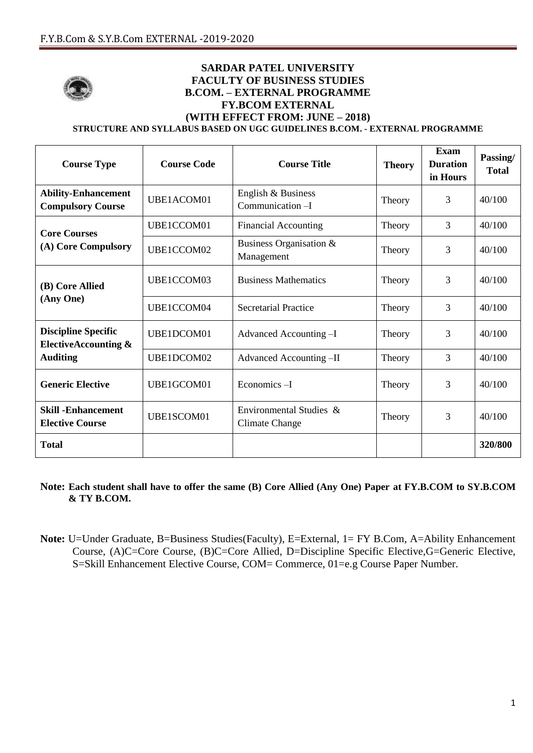# SARDAR PATEL UNIVERSITY
## FACULTY OF BUSINESS STUDIES
## B.COM. – EXTERNAL PROGRAMME
## FY.BCOM EXTERNAL
### (WITH EFFECT FROM: JUNE – 2018)

**STRUCTURE AND SYLLABUS BASED ON UGC GUIDELINES B.COM. - EXTERNAL PROGRAMME**

| Course Type | Course Code | Course Title | Theory | Exam Duration in Hours | Passing/ Total |
|---|---|---|---|---|---|
| **Ability-Enhancement Compulsory Course** | UBE1ACOM01 | English & Business Communication –I | Theory | 3 | 40/100 |
| **Core Courses (A) Core Compulsory** | UBE1CCOM01 | Financial Accounting | Theory | 3 | 40/100 |
| | UBE1CCOM02 | Business Organisation & Management | Theory | 3 | 40/100 |
| **(B) Core Allied (Any One)** | UBE1CCOM03 | Business Mathematics | Theory | 3 | 40/100 |
| | UBE1CCOM04 | Secretarial Practice | Theory | 3 | 40/100 |
| **Discipline Specific ElectiveAccounting & Auditing** | UBE1DCOM01 | Advanced Accounting –I | Theory | 3 | 40/100 |
| | UBE1DCOM02 | Advanced Accounting –II | Theory | 3 | 40/100 |
| **Generic Elective** | UBE1GCOM01 | Economics –I | Theory | 3 | 40/100 |
| **Skill -Enhancement Elective Course** | UBE1SCOM01 | Environmental Studies & Climate Change | Theory | 3 | 40/100 |
| **Total** | | | | | **320/800** |

**Note: Each student shall have to offer the same (B) Core Allied (Any One) Paper at FY.B.COM to SY.B.COM & TY B.COM.**

**Note:** U=Under Graduate, B=Business Studies(Faculty), E=External, 1= FY B.Com, A=Ability Enhancement Course, (A)C=Core Course, (B)C=Core Allied, D=Discipline Specific Elective,G=Generic Elective, S=Skill Enhancement Elective Course, COM= Commerce, 01=e.g Course Paper Number.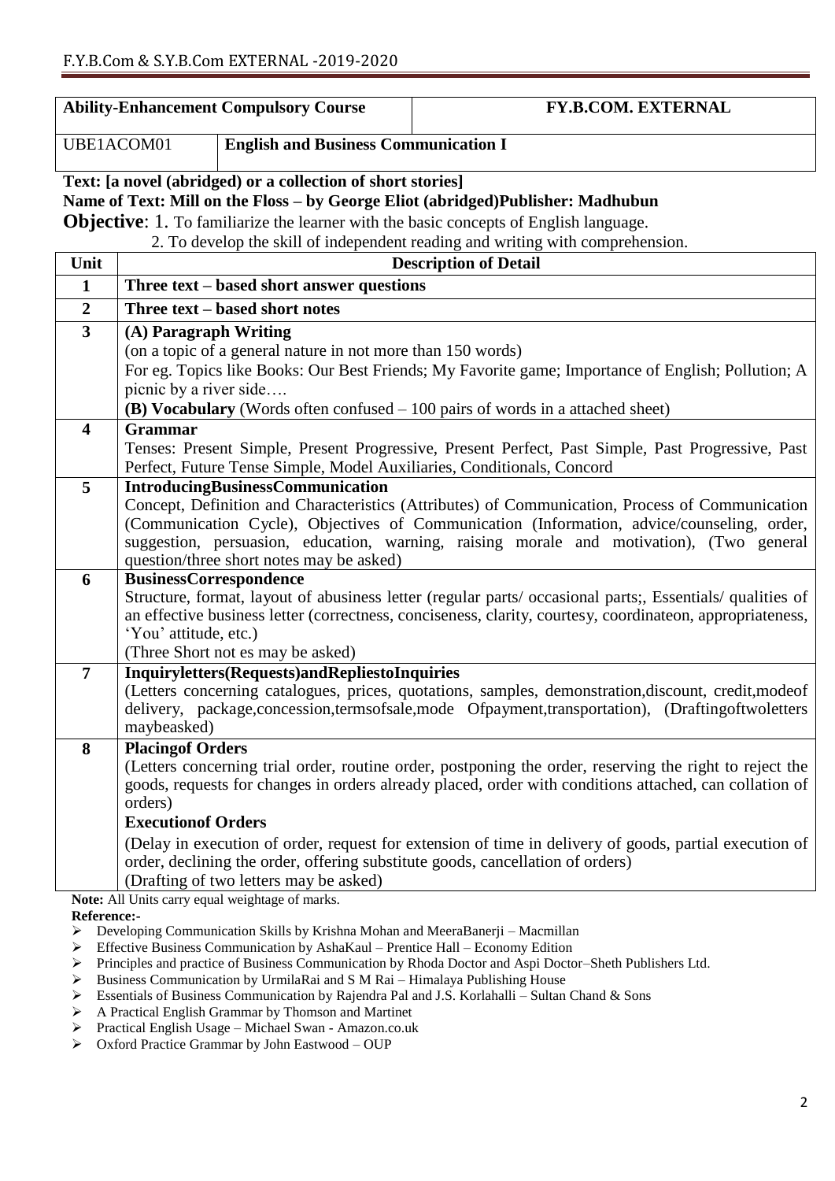| Ability-Enhancement Compulsory Course | | FY.B.COM. EXTERNAL |
|---|---|---|
| UBE1ACOM01 | English and Business Communication I | |

**Text: [a novel (abridged) or a collection of short stories]**

**Name of Text: Mill on the Floss – by George Eliot (abridged)Publisher: Madhubun**

**Objective**: 1. To familiarize the learner with the basic concepts of English language.

2. To develop the skill of independent reading and writing with comprehension.

| Unit | Description of Detail |
|---|---|
| 1 | **Three text – based short answer questions** |
| 2 | **Three text – based short notes** |
| 3 | **(A) Paragraph Writing**<br>(on a topic of a general nature in not more than 150 words)<br>For eg. Topics like Books: Our Best Friends; My Favorite game; Importance of English; Pollution; A picnic by a river side….<br>**(B) Vocabulary** (Words often confused – 100 pairs of words in a attached sheet) |
| 4 | **Grammar**<br>Tenses: Present Simple, Present Progressive, Present Perfect, Past Simple, Past Progressive, Past Perfect, Future Tense Simple, Model Auxiliaries, Conditionals, Concord |
| 5 | **IntroducingBusinessCommunication**<br>Concept, Definition and Characteristics (Attributes) of Communication, Process of Communication (Communication Cycle), Objectives of Communication (Information, advice/counseling, order, suggestion, persuasion, education, warning, raising morale and motivation), (Two general question/three short notes may be asked) |
| 6 | **BusinessCorrespondence**<br>Structure, format, layout of abusiness letter (regular parts/ occasional parts;, Essentials/ qualities of an effective business letter (correctness, conciseness, clarity, courtesy, coordinateon, appropriateness, 'You' attitude, etc.)<br>(Three Short not es may be asked) |
| 7 | **Inquiryletters(Requests)andRepliestoInquiries**<br>(Letters concerning catalogues, prices, quotations, samples, demonstration,discount, credit,modeof delivery, package,concession,termsofsale,mode Ofpayment,transportation), (Draftingoftwoletters maybeasked) |
| 8 | **Placingof Orders**<br>(Letters concerning trial order, routine order, postponing the order, reserving the right to reject the goods, requests for changes in orders already placed, order with conditions attached, can collation of orders)<br>**Executionof Orders**<br>(Delay in execution of order, request for extension of time in delivery of goods, partial execution of order, declining the order, offering substitute goods, cancellation of orders)<br>(Drafting of two letters may be asked) |

**Note:** All Units carry equal weightage of marks.

**Reference:-**

- Developing Communication Skills by Krishna Mohan and MeeraBanerji – Macmillan
- Effective Business Communication by AshaKaul – Prentice Hall – Economy Edition
- Principles and practice of Business Communication by Rhoda Doctor and Aspi Doctor–Sheth Publishers Ltd.
- Business Communication by UrmilaRai and S M Rai – Himalaya Publishing House
- Essentials of Business Communication by Rajendra Pal and J.S. Korlahalli – Sultan Chand & Sons
- A Practical English Grammar by Thomson and Martinet
- Practical English Usage – Michael Swan - Amazon.co.uk
- Oxford Practice Grammar by John Eastwood – OUP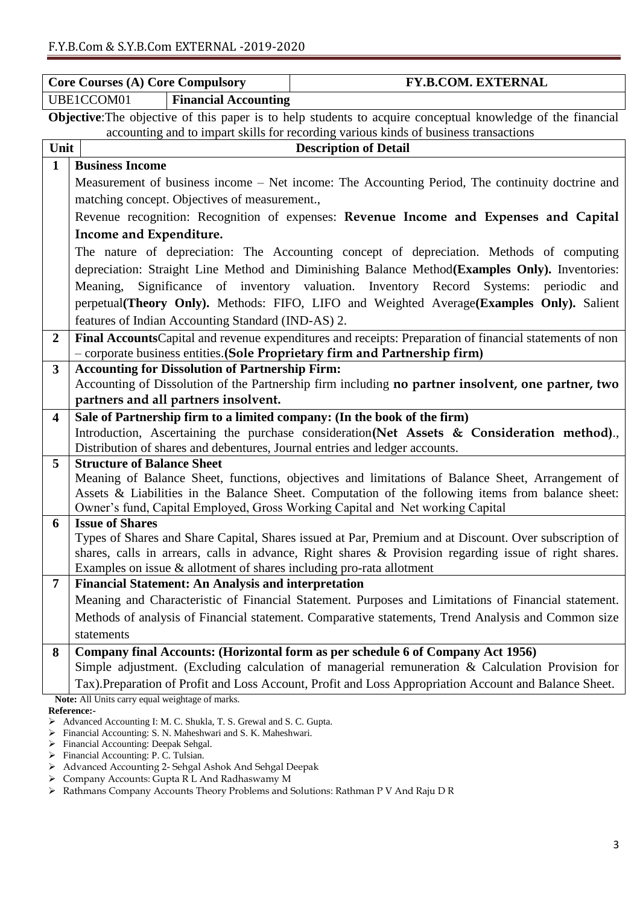| Core Courses (A) Core Compulsory | | FY.B.COM. EXTERNAL |
| --- | --- | --- |
| UBE1CCOM01 | **Financial Accounting** | |

**Objective**:The objective of this paper is to help students to acquire conceptual knowledge of the financial accounting and to impart skills for recording various kinds of business transactions

| Unit | Description of Detail |
| --- | --- |
| **1** | **Business Income**<br>Measurement of business income – Net income: The Accounting Period, The continuity doctrine and matching concept. Objectives of measurement.,<br>Revenue recognition: Recognition of expenses: **Revenue Income and Expenses and Capital Income and Expenditure.**<br>The nature of depreciation: The Accounting concept of depreciation. Methods of computing depreciation: Straight Line Method and Diminishing Balance Method**(Examples Only).** Inventories: Meaning, Significance of inventory valuation. Inventory Record Systems: periodic and perpetual**(Theory Only).** Methods: FIFO, LIFO and Weighted Average**(Examples Only).** Salient features of Indian Accounting Standard (IND-AS) 2. |
| **2** | **Final Accounts**Capital and revenue expenditures and receipts: Preparation of financial statements of non – corporate business entities.**(Sole Proprietary firm and Partnership firm)** |
| **3** | **Accounting for Dissolution of Partnership Firm:**<br>Accounting of Dissolution of the Partnership firm including **no partner insolvent, one partner, two partners and all partners insolvent.** |
| **4** | **Sale of Partnership firm to a limited company: (In the book of the firm)**<br>Introduction, Ascertaining the purchase consideration**(Net Assets & Consideration method)**., Distribution of shares and debentures, Journal entries and ledger accounts. |
| **5** | **Structure of Balance Sheet**<br>Meaning of Balance Sheet, functions, objectives and limitations of Balance Sheet, Arrangement of Assets & Liabilities in the Balance Sheet. Computation of the following items from balance sheet: Owner's fund, Capital Employed, Gross Working Capital and Net working Capital |
| **6** | **Issue of Shares**<br>Types of Shares and Share Capital, Shares issued at Par, Premium and at Discount. Over subscription of shares, calls in arrears, calls in advance, Right shares & Provision regarding issue of right shares. Examples on issue & allotment of shares including pro-rata allotment |
| **7** | **Financial Statement: An Analysis and interpretation**<br>Meaning and Characteristic of Financial Statement. Purposes and Limitations of Financial statement. Methods of analysis of Financial statement. Comparative statements, Trend Analysis and Common size statements |
| **8** | **Company final Accounts: (Horizontal form as per schedule 6 of Company Act 1956)**<br>Simple adjustment. (Excluding calculation of managerial remuneration & Calculation Provision for Tax).Preparation of Profit and Loss Account, Profit and Loss Appropriation Account and Balance Sheet. |

**Note:** All Units carry equal weightage of marks.

**Reference:-**

- Advanced Accounting I: M. C. Shukla, T. S. Grewal and S. C. Gupta.
- Financial Accounting: S. N. Maheshwari and S. K. Maheshwari.
- Financial Accounting: Deepak Sehgal.
- Financial Accounting: P. C. Tulsian.
- Advanced Accounting 2- Sehgal Ashok And Sehgal Deepak
- Company Accounts: Gupta R L And Radhaswamy M
- Rathmans Company Accounts Theory Problems and Solutions: Rathman P V And Raju D R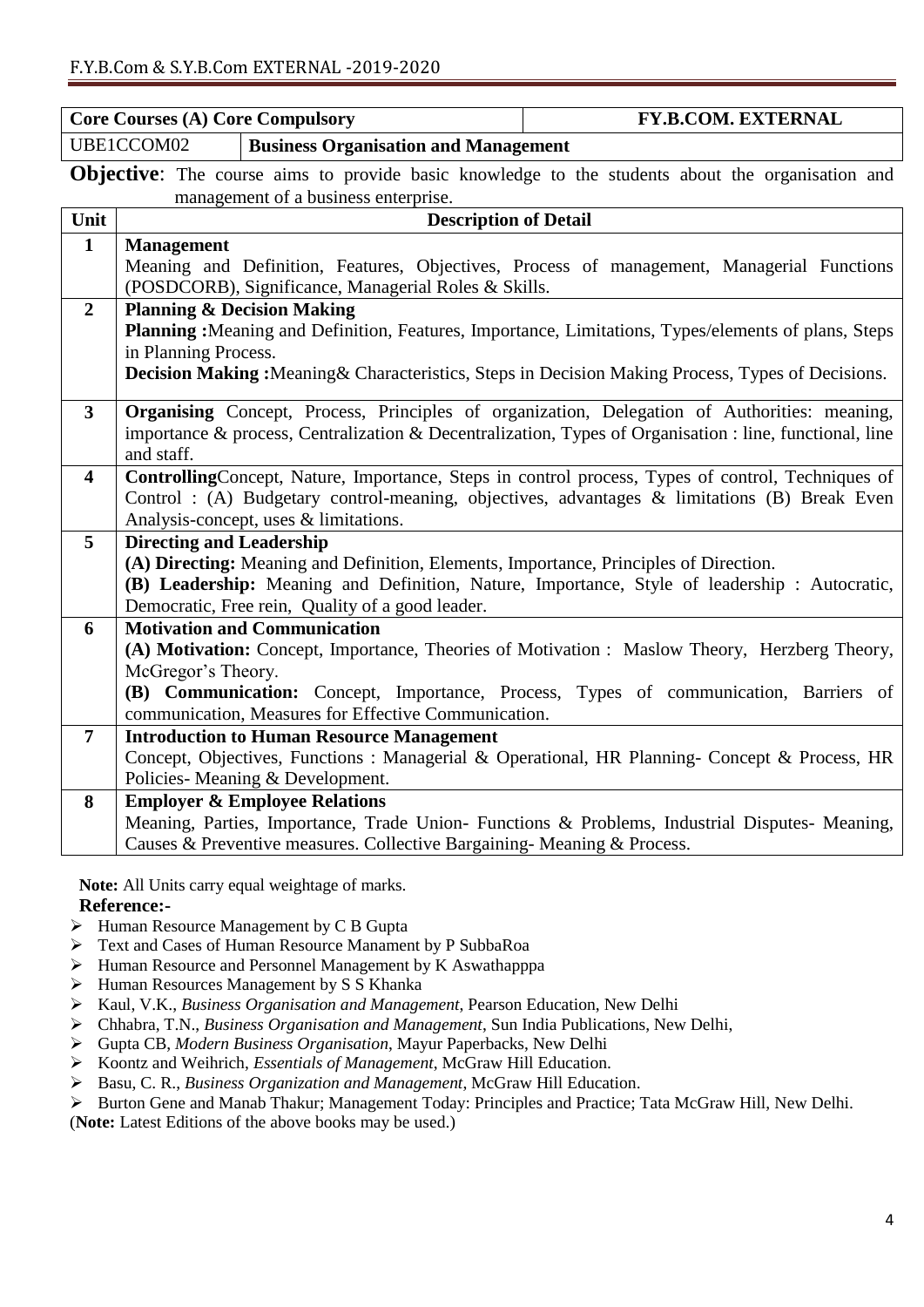| Core Courses (A) Core Compulsory | | FY.B.COM. EXTERNAL |
|---|---|---|
| UBE1CCOM02 | **Business Organisation and Management** | |

**Objective**: The course aims to provide basic knowledge to the students about the organisation and management of a business enterprise.

| Unit | Description of Detail |
|---|---|
| **1** | **Management**<br>Meaning and Definition, Features, Objectives, Process of management, Managerial Functions (POSDCORB), Significance, Managerial Roles & Skills. |
| **2** | **Planning & Decision Making**<br>**Planning :**Meaning and Definition, Features, Importance, Limitations, Types/elements of plans, Steps in Planning Process.<br>**Decision Making :**Meaning& Characteristics, Steps in Decision Making Process, Types of Decisions. |
| **3** | **Organising** Concept, Process, Principles of organization, Delegation of Authorities: meaning, importance & process, Centralization & Decentralization, Types of Organisation : line, functional, line and staff. |
| **4** | **Controlling**Concept, Nature, Importance, Steps in control process, Types of control, Techniques of Control : (A) Budgetary control-meaning, objectives, advantages & limitations (B) Break Even Analysis-concept, uses & limitations. |
| **5** | **Directing and Leadership**<br>**(A) Directing:** Meaning and Definition, Elements, Importance, Principles of Direction.<br>**(B) Leadership:** Meaning and Definition, Nature, Importance, Style of leadership : Autocratic, Democratic, Free rein, Quality of a good leader. |
| **6** | **Motivation and Communication**<br>**(A) Motivation:** Concept, Importance, Theories of Motivation : Maslow Theory, Herzberg Theory, McGregor's Theory.<br>**(B) Communication:** Concept, Importance, Process, Types of communication, Barriers of communication, Measures for Effective Communication. |
| **7** | **Introduction to Human Resource Management**<br>Concept, Objectives, Functions : Managerial & Operational, HR Planning- Concept & Process, HR Policies- Meaning & Development. |
| **8** | **Employer & Employee Relations**<br>Meaning, Parties, Importance, Trade Union- Functions & Problems, Industrial Disputes- Meaning, Causes & Preventive measures. Collective Bargaining- Meaning & Process. |

**Note:** All Units carry equal weightage of marks.

**Reference:-**

- Human Resource Management by C B Gupta
- Text and Cases of Human Resource Manament by P SubbaRoa
- Human Resource and Personnel Management by K Aswathapppa
- Human Resources Management by S S Khanka
- Kaul, V.K., *Business Organisation and Management*, Pearson Education, New Delhi
- Chhabra, T.N., *Business Organisation and Management*, Sun India Publications, New Delhi,
- Gupta CB, *Modern Business Organisation*, Mayur Paperbacks, New Delhi
- Koontz and Weihrich, *Essentials of Management*, McGraw Hill Education.
- Basu, C. R., *Business Organization and Management*, McGraw Hill Education.
- Burton Gene and Manab Thakur; Management Today: Principles and Practice; Tata McGraw Hill, New Delhi.

(**Note:** Latest Editions of the above books may be used.)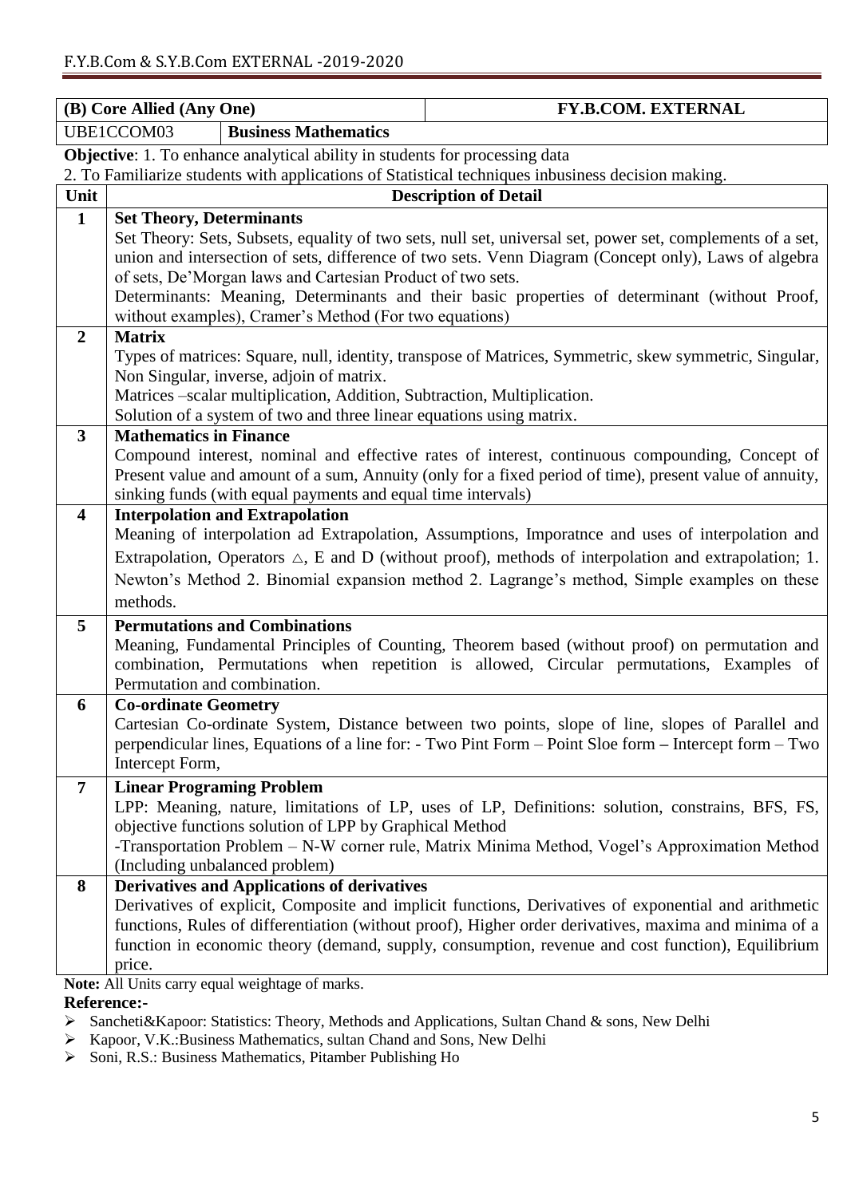| (B) Core Allied (Any One) | | FY.B.COM. EXTERNAL |
|---|---|---|
| UBE1CCOM03 | **Business Mathematics** | |

**Objective**: 1. To enhance analytical ability in students for processing data

2. To Familiarize students with applications of Statistical techniques inbusiness decision making.

| Unit | Description of Detail |
|---|---|
| **1** | **Set Theory, Determinants**<br>Set Theory: Sets, Subsets, equality of two sets, null set, universal set, power set, complements of a set, union and intersection of sets, difference of two sets. Venn Diagram (Concept only), Laws of algebra of sets, De'Morgan laws and Cartesian Product of two sets.<br>Determinants: Meaning, Determinants and their basic properties of determinant (without Proof, without examples), Cramer's Method (For two equations) |
| **2** | **Matrix**<br>Types of matrices: Square, null, identity, transpose of Matrices, Symmetric, skew symmetric, Singular, Non Singular, inverse, adjoin of matrix.<br>Matrices –scalar multiplication, Addition, Subtraction, Multiplication.<br>Solution of a system of two and three linear equations using matrix. |
| **3** | **Mathematics in Finance**<br>Compound interest, nominal and effective rates of interest, continuous compounding, Concept of Present value and amount of a sum, Annuity (only for a fixed period of time), present value of annuity, sinking funds (with equal payments and equal time intervals) |
| **4** | **Interpolation and Extrapolation**<br>Meaning of interpolation ad Extrapolation, Assumptions, Imporatnce and uses of interpolation and Extrapolation, Operators $\triangle$, E and D (without proof), methods of interpolation and extrapolation; 1. Newton's Method 2. Binomial expansion method 2. Lagrange's method, Simple examples on these methods. |
| **5** | **Permutations and Combinations**<br>Meaning, Fundamental Principles of Counting, Theorem based (without proof) on permutation and combination, Permutations when repetition is allowed, Circular permutations, Examples of Permutation and combination. |
| **6** | **Co-ordinate Geometry**<br>Cartesian Co-ordinate System, Distance between two points, slope of line, slopes of Parallel and perpendicular lines, Equations of a line for: - Two Pint Form – Point Sloe form – Intercept form – Two Intercept Form, |
| **7** | **Linear Programing Problem**<br>LPP: Meaning, nature, limitations of LP, uses of LP, Definitions: solution, constrains, BFS, FS, objective functions solution of LPP by Graphical Method<br>-Transportation Problem – N-W corner rule, Matrix Minima Method, Vogel's Approximation Method (Including unbalanced problem) |
| **8** | **Derivatives and Applications of derivatives**<br>Derivatives of explicit, Composite and implicit functions, Derivatives of exponential and arithmetic functions, Rules of differentiation (without proof), Higher order derivatives, maxima and minima of a function in economic theory (demand, supply, consumption, revenue and cost function), Equilibrium price. |

**Note:** All Units carry equal weightage of marks.

**Reference:-**

- Sancheti&Kapoor: Statistics: Theory, Methods and Applications, Sultan Chand & sons, New Delhi
- Kapoor, V.K.:Business Mathematics, sultan Chand and Sons, New Delhi
- Soni, R.S.: Business Mathematics, Pitamber Publishing Ho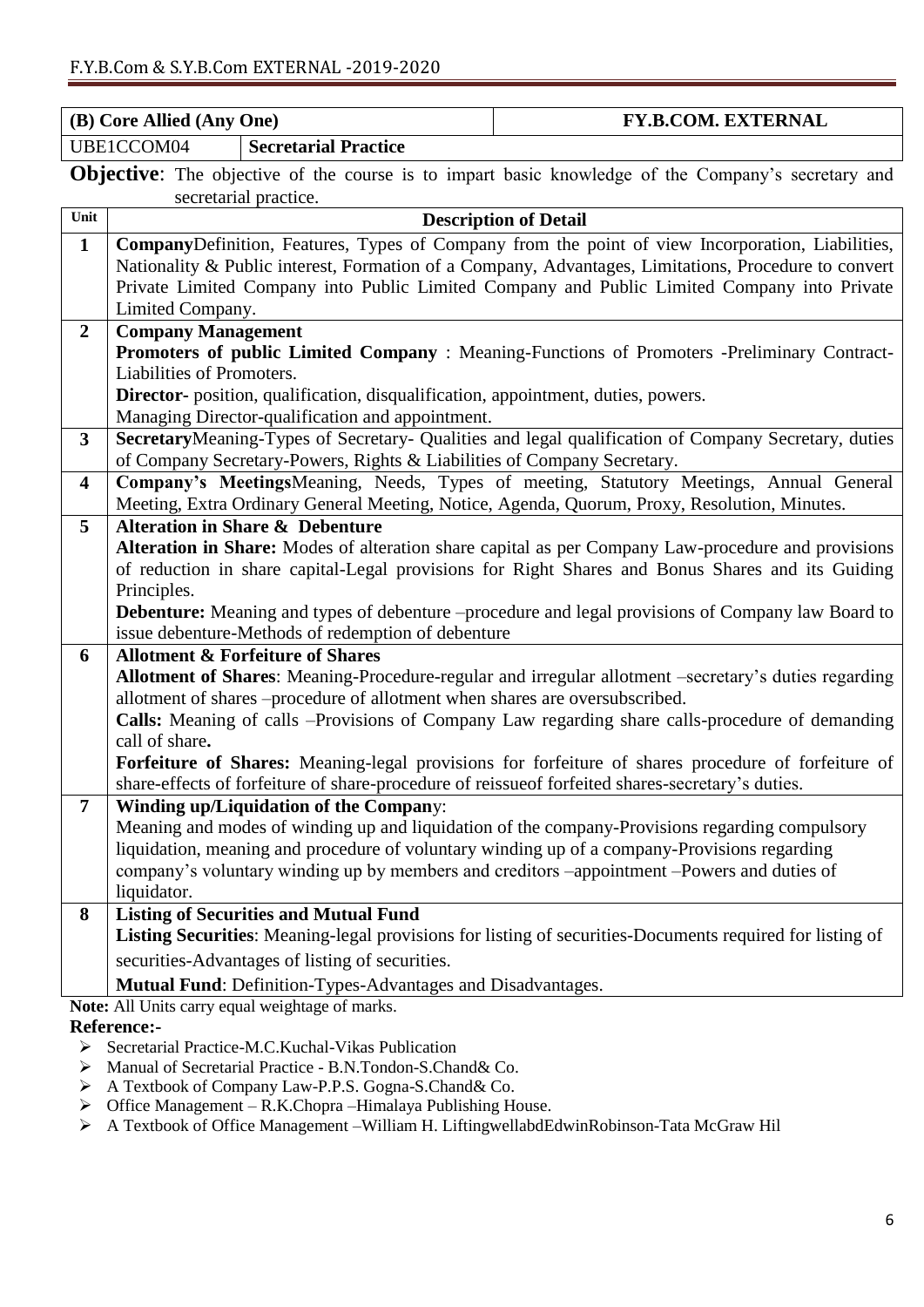| (B) Core Allied (Any One) | | FY.B.COM. EXTERNAL |
|---|---|---|
| UBE1CCOM04 | **Secretarial Practice** | |

**Objective**: The objective of the course is to impart basic knowledge of the Company's secretary and secretarial practice.

| Unit | Description of Detail |
|---|---|
| **1** | **Company**Definition, Features, Types of Company from the point of view Incorporation, Liabilities, Nationality & Public interest, Formation of a Company, Advantages, Limitations, Procedure to convert Private Limited Company into Public Limited Company and Public Limited Company into Private Limited Company. |
| **2** | **Company Management** <br> **Promoters of public Limited Company** : Meaning-Functions of Promoters -Preliminary Contract-Liabilities of Promoters. <br> **Director-** position, qualification, disqualification, appointment, duties, powers. <br> Managing Director-qualification and appointment. |
| **3** | **Secretary**Meaning-Types of Secretary- Qualities and legal qualification of Company Secretary, duties of Company Secretary-Powers, Rights & Liabilities of Company Secretary. |
| **4** | **Company's Meetings**Meaning, Needs, Types of meeting, Statutory Meetings, Annual General Meeting, Extra Ordinary General Meeting, Notice, Agenda, Quorum, Proxy, Resolution, Minutes. |
| **5** | **Alteration in Share & Debenture** <br> **Alteration in Share:** Modes of alteration share capital as per Company Law-procedure and provisions of reduction in share capital-Legal provisions for Right Shares and Bonus Shares and its Guiding Principles. <br> **Debenture:** Meaning and types of debenture –procedure and legal provisions of Company law Board to issue debenture-Methods of redemption of debenture |
| **6** | **Allotment & Forfeiture of Shares** <br> **Allotment of Shares**: Meaning-Procedure-regular and irregular allotment –secretary's duties regarding allotment of shares –procedure of allotment when shares are oversubscribed. <br> **Calls:** Meaning of calls –Provisions of Company Law regarding share calls-procedure of demanding call of share**.** <br> **Forfeiture of Shares:** Meaning-legal provisions for forfeiture of shares procedure of forfeiture of share-effects of forfeiture of share-procedure of reissueof forfeited shares-secretary's duties. |
| **7** | **Winding up/Liquidation of the Compan**y: <br> Meaning and modes of winding up and liquidation of the company-Provisions regarding compulsory liquidation, meaning and procedure of voluntary winding up of a company-Provisions regarding company's voluntary winding up by members and creditors –appointment –Powers and duties of liquidator. |
| **8** | **Listing of Securities and Mutual Fund** <br> **Listing Securities**: Meaning-legal provisions for listing of securities-Documents required for listing of securities-Advantages of listing of securities. <br> **Mutual Fund**: Definition-Types-Advantages and Disadvantages. |

**Note:** All Units carry equal weightage of marks.

**Reference:-**

- Secretarial Practice-M.C.Kuchal-Vikas Publication
- Manual of Secretarial Practice - B.N.Tondon-S.Chand& Co.
- A Textbook of Company Law-P.P.S. Gogna-S.Chand& Co.
- Office Management – R.K.Chopra –Himalaya Publishing House.
- A Textbook of Office Management –William H. LiftingwellabdEdwinRobinson-Tata McGraw Hil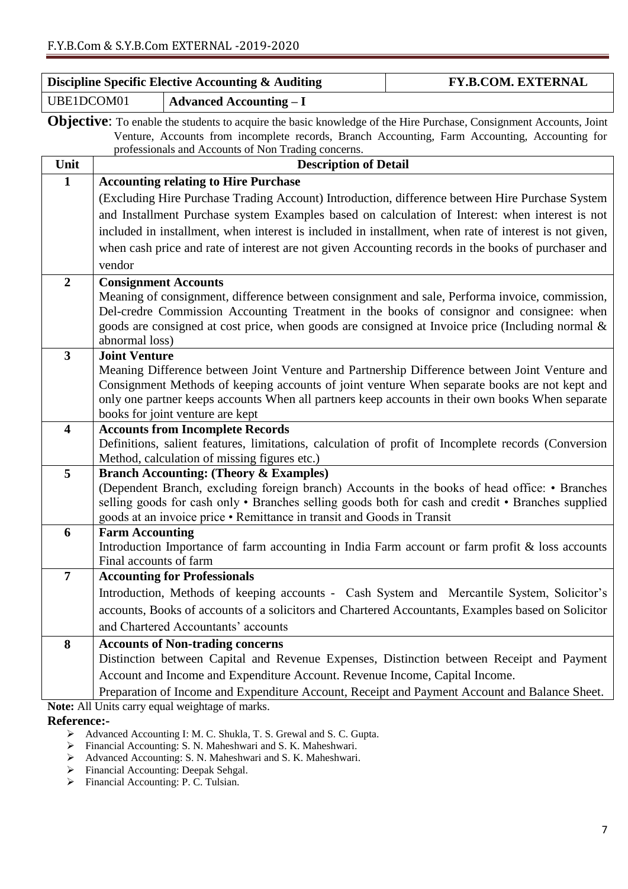| Discipline Specific Elective Accounting & Auditing | | FY.B.COM. EXTERNAL |
|---|---|---|
| UBE1DCOM01 | **Advanced Accounting – I** | |

**Objective**: To enable the students to acquire the basic knowledge of the Hire Purchase, Consignment Accounts, Joint Venture, Accounts from incomplete records, Branch Accounting, Farm Accounting, Accounting for professionals and Accounts of Non Trading concerns.

| Unit | Description of Detail |
|---|---|
| **1** | **Accounting relating to Hire Purchase**<br>(Excluding Hire Purchase Trading Account) Introduction, difference between Hire Purchase System and Installment Purchase system Examples based on calculation of Interest: when interest is not included in installment, when interest is included in installment, when rate of interest is not given, when cash price and rate of interest are not given Accounting records in the books of purchaser and vendor |
| **2** | **Consignment Accounts**<br>Meaning of consignment, difference between consignment and sale, Performa invoice, commission, Del-credre Commission Accounting Treatment in the books of consignor and consignee: when goods are consigned at cost price, when goods are consigned at Invoice price (Including normal & abnormal loss) |
| **3** | **Joint Venture**<br>Meaning Difference between Joint Venture and Partnership Difference between Joint Venture and Consignment Methods of keeping accounts of joint venture When separate books are not kept and only one partner keeps accounts When all partners keep accounts in their own books When separate books for joint venture are kept |
| **4** | **Accounts from Incomplete Records**<br>Definitions, salient features, limitations, calculation of profit of Incomplete records (Conversion Method, calculation of missing figures etc.) |
| **5** | **Branch Accounting: (Theory & Examples)**<br>(Dependent Branch, excluding foreign branch) Accounts in the books of head office: • Branches selling goods for cash only • Branches selling goods both for cash and credit • Branches supplied goods at an invoice price • Remittance in transit and Goods in Transit |
| **6** | **Farm Accounting**<br>Introduction Importance of farm accounting in India Farm account or farm profit & loss accounts Final accounts of farm |
| **7** | **Accounting for Professionals**<br>Introduction, Methods of keeping accounts - Cash System and Mercantile System, Solicitor's accounts, Books of accounts of a solicitors and Chartered Accountants, Examples based on Solicitor and Chartered Accountants' accounts |
| **8** | **Accounts of Non-trading concerns**<br>Distinction between Capital and Revenue Expenses, Distinction between Receipt and Payment Account and Income and Expenditure Account. Revenue Income, Capital Income.<br>Preparation of Income and Expenditure Account, Receipt and Payment Account and Balance Sheet. |

**Note:** All Units carry equal weightage of marks.

**Reference:-**

- Advanced Accounting I: M. C. Shukla, T. S. Grewal and S. C. Gupta.
- Financial Accounting: S. N. Maheshwari and S. K. Maheshwari.
- Advanced Accounting: S. N. Maheshwari and S. K. Maheshwari.
- Financial Accounting: Deepak Sehgal.
- Financial Accounting: P. C. Tulsian.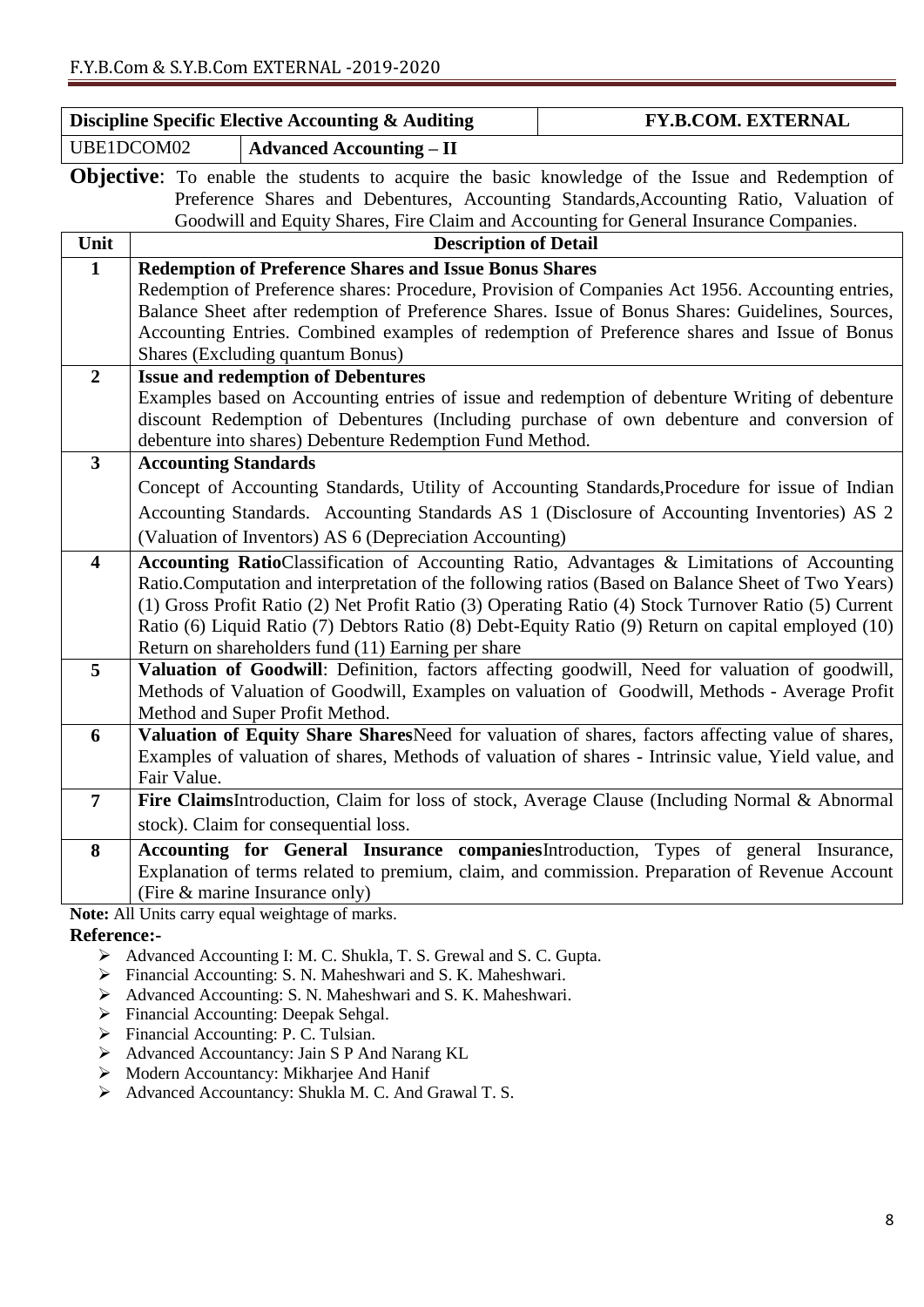| Discipline Specific Elective Accounting & Auditing | | FY.B.COM. EXTERNAL |
|---|---|---|
| UBE1DCOM02 | **Advanced Accounting – II** | |

**Objective**: To enable the students to acquire the basic knowledge of the Issue and Redemption of Preference Shares and Debentures, Accounting Standards,Accounting Ratio, Valuation of Goodwill and Equity Shares, Fire Claim and Accounting for General Insurance Companies.

| Unit | Description of Detail |
|---|---|
| 1 | **Redemption of Preference Shares and Issue Bonus Shares** Redemption of Preference shares: Procedure, Provision of Companies Act 1956. Accounting entries, Balance Sheet after redemption of Preference Shares. Issue of Bonus Shares: Guidelines, Sources, Accounting Entries. Combined examples of redemption of Preference shares and Issue of Bonus Shares (Excluding quantum Bonus) |
| 2 | **Issue and redemption of Debentures** Examples based on Accounting entries of issue and redemption of debenture Writing of debenture discount Redemption of Debentures (Including purchase of own debenture and conversion of debenture into shares) Debenture Redemption Fund Method. |
| 3 | **Accounting Standards** Concept of Accounting Standards, Utility of Accounting Standards,Procedure for issue of Indian Accounting Standards. Accounting Standards AS 1 (Disclosure of Accounting Inventories) AS 2 (Valuation of Inventors) AS 6 (Depreciation Accounting) |
| 4 | **Accounting Ratio**Classification of Accounting Ratio, Advantages & Limitations of Accounting Ratio.Computation and interpretation of the following ratios (Based on Balance Sheet of Two Years) (1) Gross Profit Ratio (2) Net Profit Ratio (3) Operating Ratio (4) Stock Turnover Ratio (5) Current Ratio (6) Liquid Ratio (7) Debtors Ratio (8) Debt-Equity Ratio (9) Return on capital employed (10) Return on shareholders fund (11) Earning per share |
| 5 | **Valuation of Goodwill**: Definition, factors affecting goodwill, Need for valuation of goodwill, Methods of Valuation of Goodwill, Examples on valuation of Goodwill, Methods - Average Profit Method and Super Profit Method. |
| 6 | **Valuation of Equity Share Shares**Need for valuation of shares, factors affecting value of shares, Examples of valuation of shares, Methods of valuation of shares - Intrinsic value, Yield value, and Fair Value. |
| 7 | **Fire Claims**Introduction, Claim for loss of stock, Average Clause (Including Normal & Abnormal stock). Claim for consequential loss. |
| 8 | **Accounting for General Insurance companies**Introduction, Types of general Insurance, Explanation of terms related to premium, claim, and commission. Preparation of Revenue Account (Fire & marine Insurance only) |

**Note:** All Units carry equal weightage of marks.

**Reference:-**

- Advanced Accounting I: M. C. Shukla, T. S. Grewal and S. C. Gupta.
- Financial Accounting: S. N. Maheshwari and S. K. Maheshwari.
- Advanced Accounting: S. N. Maheshwari and S. K. Maheshwari.
- Financial Accounting: Deepak Sehgal.
- Financial Accounting: P. C. Tulsian.
- Advanced Accountancy: Jain S P And Narang KL
- Modern Accountancy: Mikharjee And Hanif
- Advanced Accountancy: Shukla M. C. And Grawal T. S.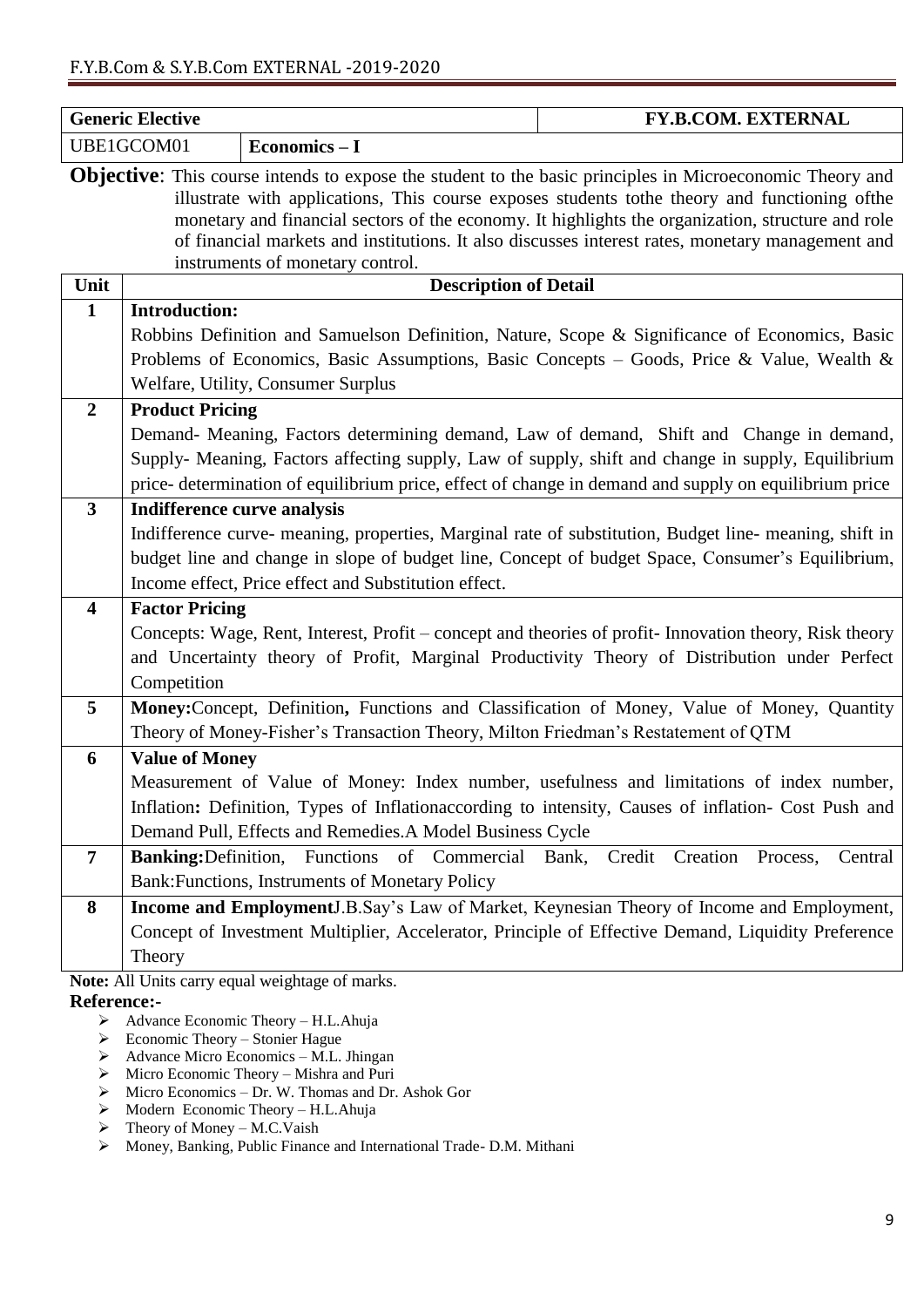| Generic Elective | | FY.B.COM. EXTERNAL |
|---|---|---|
| UBE1GCOM01 | **Economics – I** | |

**Objective**: This course intends to expose the student to the basic principles in Microeconomic Theory and illustrate with applications, This course exposes students tothe theory and functioning ofthe monetary and financial sectors of the economy. It highlights the organization, structure and role of financial markets and institutions. It also discusses interest rates, monetary management and instruments of monetary control.

| Unit | Description of Detail |
|---|---|
| **1** | **Introduction:** Robbins Definition and Samuelson Definition, Nature, Scope & Significance of Economics, Basic Problems of Economics, Basic Assumptions, Basic Concepts – Goods, Price & Value, Wealth & Welfare, Utility, Consumer Surplus |
| **2** | **Product Pricing** Demand- Meaning, Factors determining demand, Law of demand, Shift and Change in demand, Supply- Meaning, Factors affecting supply, Law of supply, shift and change in supply, Equilibrium price- determination of equilibrium price, effect of change in demand and supply on equilibrium price |
| **3** | **Indifference curve analysis** Indifference curve- meaning, properties, Marginal rate of substitution, Budget line- meaning, shift in budget line and change in slope of budget line, Concept of budget Space, Consumer's Equilibrium, Income effect, Price effect and Substitution effect. |
| **4** | **Factor Pricing** Concepts: Wage, Rent, Interest, Profit – concept and theories of profit- Innovation theory, Risk theory and Uncertainty theory of Profit, Marginal Productivity Theory of Distribution under Perfect Competition |
| **5** | **Money:**Concept, Definition**,** Functions and Classification of Money, Value of Money, Quantity Theory of Money-Fisher's Transaction Theory, Milton Friedman's Restatement of QTM |
| **6** | **Value of Money** Measurement of Value of Money: Index number, usefulness and limitations of index number, Inflation**:** Definition, Types of Inflationaccording to intensity, Causes of inflation- Cost Push and Demand Pull, Effects and Remedies.A Model Business Cycle |
| **7** | **Banking:**Definition, Functions of Commercial Bank, Credit Creation Process, Central Bank:Functions, Instruments of Monetary Policy |
| **8** | **Income and Employment**J.B.Say's Law of Market, Keynesian Theory of Income and Employment, Concept of Investment Multiplier, Accelerator, Principle of Effective Demand, Liquidity Preference Theory |

**Note:** All Units carry equal weightage of marks.

**Reference:-**

- Advance Economic Theory – H.L.Ahuja
- Economic Theory – Stonier Hague
- Advance Micro Economics – M.L. Jhingan
- Micro Economic Theory – Mishra and Puri
- Micro Economics – Dr. W. Thomas and Dr. Ashok Gor
- Modern Economic Theory – H.L.Ahuja
- Theory of Money – M.C.Vaish
- Money, Banking, Public Finance and International Trade- D.M. Mithani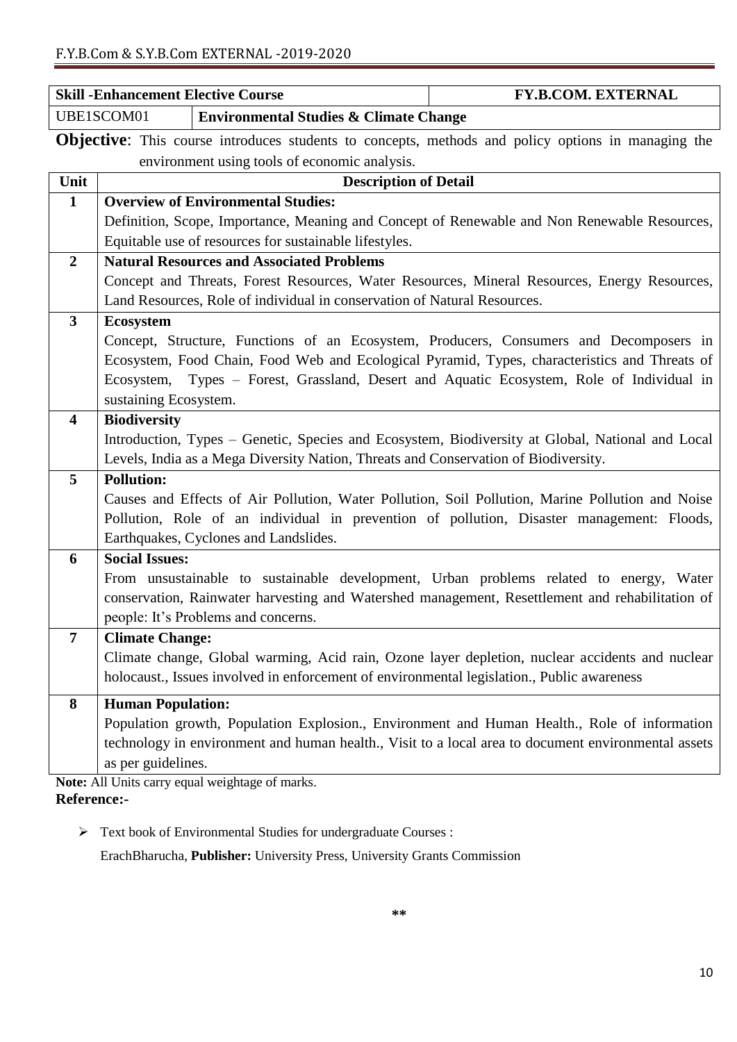| Skill -Enhancement Elective Course | | FY.B.COM. EXTERNAL |
|---|---|---|
| UBE1SCOM01 | **Environmental Studies & Climate Change** | |

**Objective**: This course introduces students to concepts, methods and policy options in managing the environment using tools of economic analysis.

| Unit | Description of Detail |
|---|---|
| **1** | **Overview of Environmental Studies:** Definition, Scope, Importance, Meaning and Concept of Renewable and Non Renewable Resources, Equitable use of resources for sustainable lifestyles. |
| **2** | **Natural Resources and Associated Problems** Concept and Threats, Forest Resources, Water Resources, Mineral Resources, Energy Resources, Land Resources, Role of individual in conservation of Natural Resources. |
| **3** | **Ecosystem** Concept, Structure, Functions of an Ecosystem, Producers, Consumers and Decomposers in Ecosystem, Food Chain, Food Web and Ecological Pyramid, Types, characteristics and Threats of Ecosystem, Types – Forest, Grassland, Desert and Aquatic Ecosystem, Role of Individual in sustaining Ecosystem. |
| **4** | **Biodiversity** Introduction, Types – Genetic, Species and Ecosystem, Biodiversity at Global, National and Local Levels, India as a Mega Diversity Nation, Threats and Conservation of Biodiversity. |
| **5** | **Pollution:** Causes and Effects of Air Pollution, Water Pollution, Soil Pollution, Marine Pollution and Noise Pollution, Role of an individual in prevention of pollution, Disaster management: Floods, Earthquakes, Cyclones and Landslides. |
| **6** | **Social Issues:** From unsustainable to sustainable development, Urban problems related to energy, Water conservation, Rainwater harvesting and Watershed management, Resettlement and rehabilitation of people: It's Problems and concerns. |
| **7** | **Climate Change:** Climate change, Global warming, Acid rain, Ozone layer depletion, nuclear accidents and nuclear holocaust., Issues involved in enforcement of environmental legislation., Public awareness |
| **8** | **Human Population:** Population growth, Population Explosion., Environment and Human Health., Role of information technology in environment and human health., Visit to a local area to document environmental assets as per guidelines. |

**Note:** All Units carry equal weightage of marks.

**Reference:-**

- Text book of Environmental Studies for undergraduate Courses :
  ErachBharucha, **Publisher:** University Press, University Grants Commission

**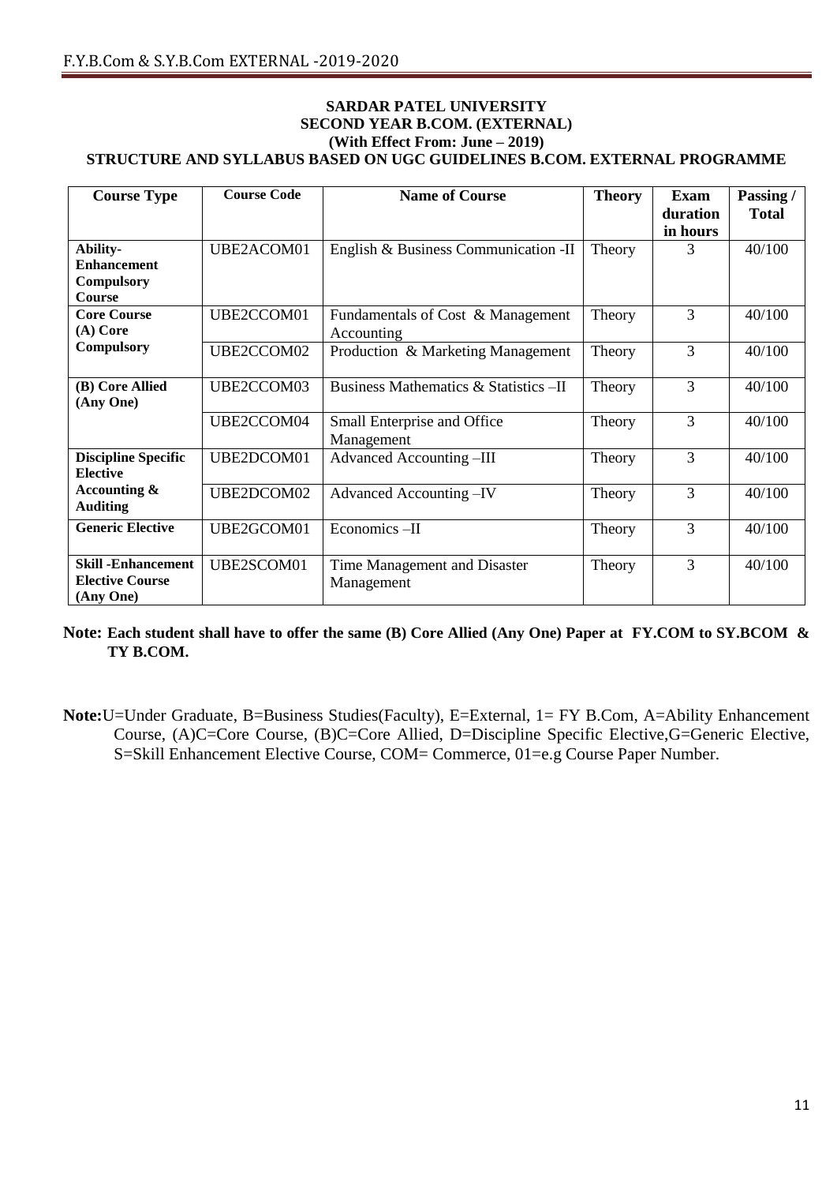**SARDAR PATEL UNIVERSITY**
**SECOND YEAR B.COM. (EXTERNAL)**
**(With Effect From: June – 2019)**
**STRUCTURE AND SYLLABUS BASED ON UGC GUIDELINES B.COM. EXTERNAL PROGRAMME**

| Course Type | Course Code | Name of Course | Theory | Exam duration in hours | Passing / Total |
|---|---|---|---|---|---|
| **Ability-Enhancement Compulsory Course** | UBE2ACOM01 | English & Business Communication -II | Theory | 3 | 40/100 |
| **Core Course (A) Core Compulsory** | UBE2CCOM01 | Fundamentals of Cost & Management Accounting | Theory | 3 | 40/100 |
| | UBE2CCOM02 | Production & Marketing Management | Theory | 3 | 40/100 |
| **(B) Core Allied (Any One)** | UBE2CCOM03 | Business Mathematics & Statistics –II | Theory | 3 | 40/100 |
| | UBE2CCOM04 | Small Enterprise and Office Management | Theory | 3 | 40/100 |
| **Discipline Specific Elective Accounting & Auditing** | UBE2DCOM01 | Advanced Accounting –III | Theory | 3 | 40/100 |
| | UBE2DCOM02 | Advanced Accounting –IV | Theory | 3 | 40/100 |
| **Generic Elective** | UBE2GCOM01 | Economics –II | Theory | 3 | 40/100 |
| **Skill -Enhancement Elective Course (Any One)** | UBE2SCOM01 | Time Management and Disaster Management | Theory | 3 | 40/100 |

**Note: Each student shall have to offer the same (B) Core Allied (Any One) Paper at FY.COM to SY.BCOM & TY B.COM.**

**Note:** U=Under Graduate, B=Business Studies(Faculty), E=External, 1= FY B.Com, A=Ability Enhancement Course, (A)C=Core Course, (B)C=Core Allied, D=Discipline Specific Elective, G=Generic Elective, S=Skill Enhancement Elective Course, COM= Commerce, 01=e.g Course Paper Number.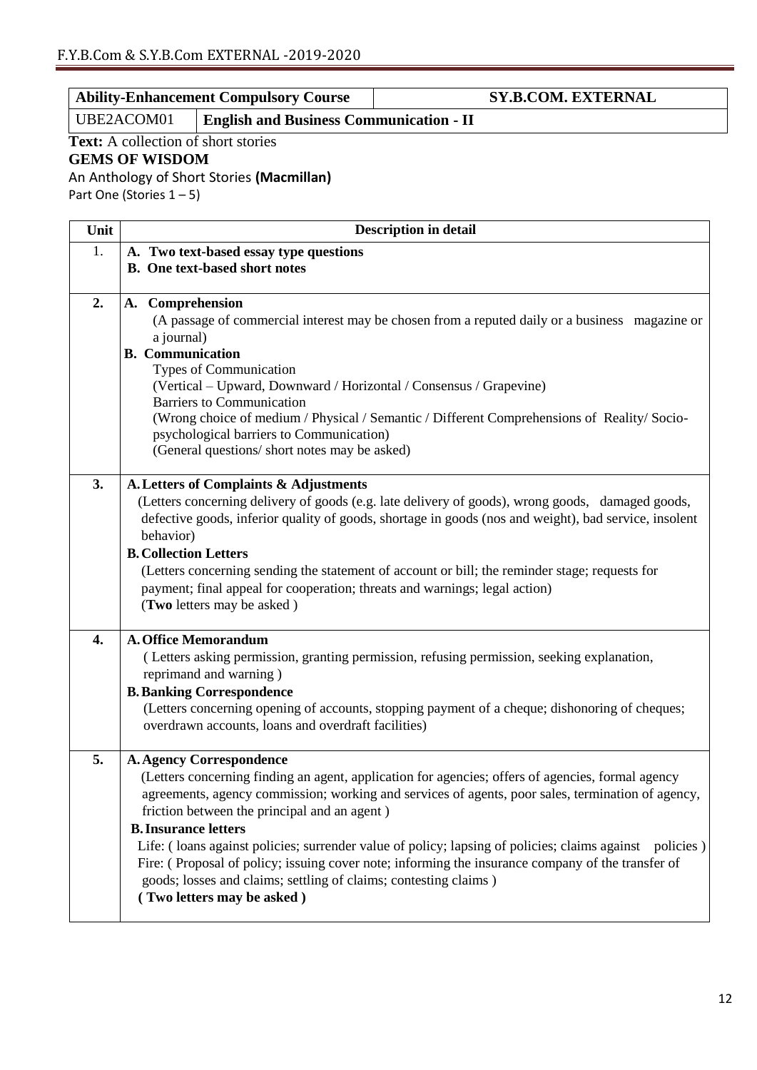| Ability-Enhancement Compulsory Course | | SY.B.COM. EXTERNAL |
|---|---|---|
| UBE2ACOM01 | **English and Business Communication - II** | |

**Text:** A collection of short stories

**GEMS OF WISDOM**

An Anthology of Short Stories **(Macmillan)**

Part One (Stories 1 – 5)

| Unit | Description in detail |
|---|---|
| 1. | **A. Two text-based essay type questions**<br>**B. One text-based short notes** |
| **2.** | **A. Comprehension**<br>(A passage of commercial interest may be chosen from a reputed daily or a business magazine or a journal)<br>**B. Communication**<br>Types of Communication<br>(Vertical – Upward, Downward / Horizontal / Consensus / Grapevine)<br>Barriers to Communication<br>(Wrong choice of medium / Physical / Semantic / Different Comprehensions of Reality/ Socio-psychological barriers to Communication)<br>(General questions/ short notes may be asked) |
| **3.** | **A. Letters of Complaints & Adjustments**<br>(Letters concerning delivery of goods (e.g. late delivery of goods), wrong goods, damaged goods, defective goods, inferior quality of goods, shortage in goods (nos and weight), bad service, insolent behavior)<br>**B. Collection Letters**<br>(Letters concerning sending the statement of account or bill; the reminder stage; requests for payment; final appeal for cooperation; threats and warnings; legal action)<br>(**Two** letters may be asked ) |
| **4.** | **A. Office Memorandum**<br>( Letters asking permission, granting permission, refusing permission, seeking explanation, reprimand and warning )<br>**B. Banking Correspondence**<br>(Letters concerning opening of accounts, stopping payment of a cheque; dishonoring of cheques; overdrawn accounts, loans and overdraft facilities) |
| **5.** | **A. Agency Correspondence**<br>(Letters concerning finding an agent, application for agencies; offers of agencies, formal agency agreements, agency commission; working and services of agents, poor sales, termination of agency, friction between the principal and an agent )<br>**B. Insurance letters**<br>Life: ( loans against policies; surrender value of policy; lapsing of policies; claims against policies )<br>Fire: ( Proposal of policy; issuing cover note; informing the insurance company of the transfer of goods; losses and claims; settling of claims; contesting claims )<br>**( Two letters may be asked )** |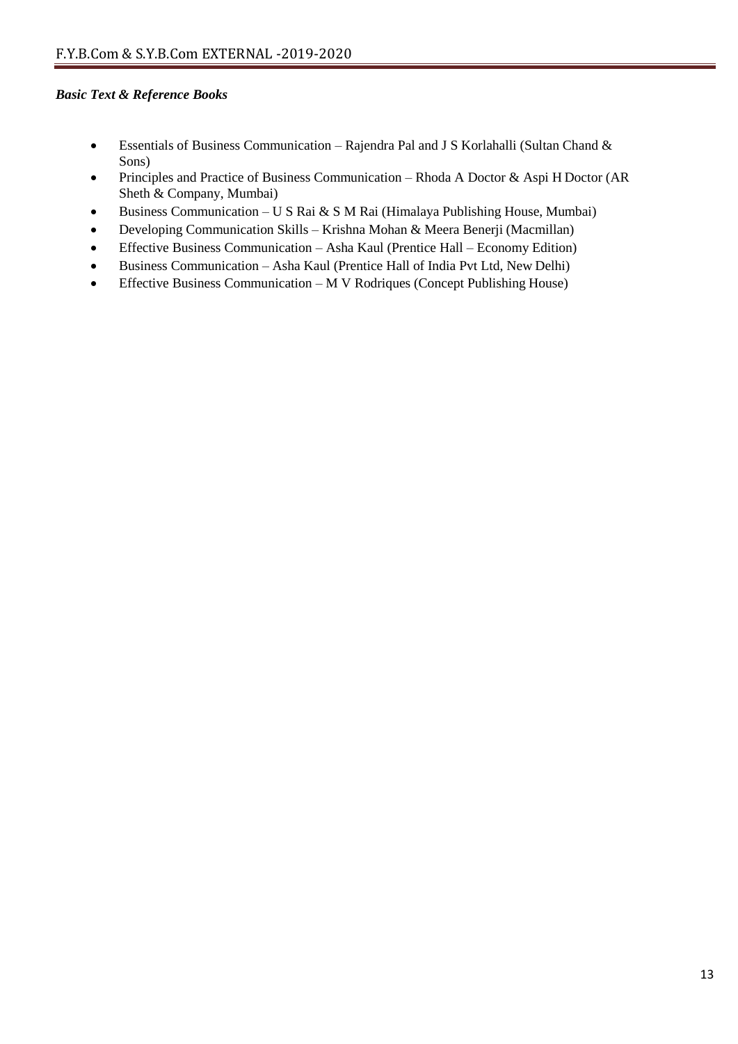***Basic Text & Reference Books***

- Essentials of Business Communication – Rajendra Pal and J S Korlahalli (Sultan Chand & Sons)
- Principles and Practice of Business Communication – Rhoda A Doctor & Aspi H Doctor (AR Sheth & Company, Mumbai)
- Business Communication – U S Rai & S M Rai (Himalaya Publishing House, Mumbai)
- Developing Communication Skills – Krishna Mohan & Meera Benerji (Macmillan)
- Effective Business Communication – Asha Kaul (Prentice Hall – Economy Edition)
- Business Communication – Asha Kaul (Prentice Hall of India Pvt Ltd, New Delhi)
- Effective Business Communication – M V Rodriques (Concept Publishing House)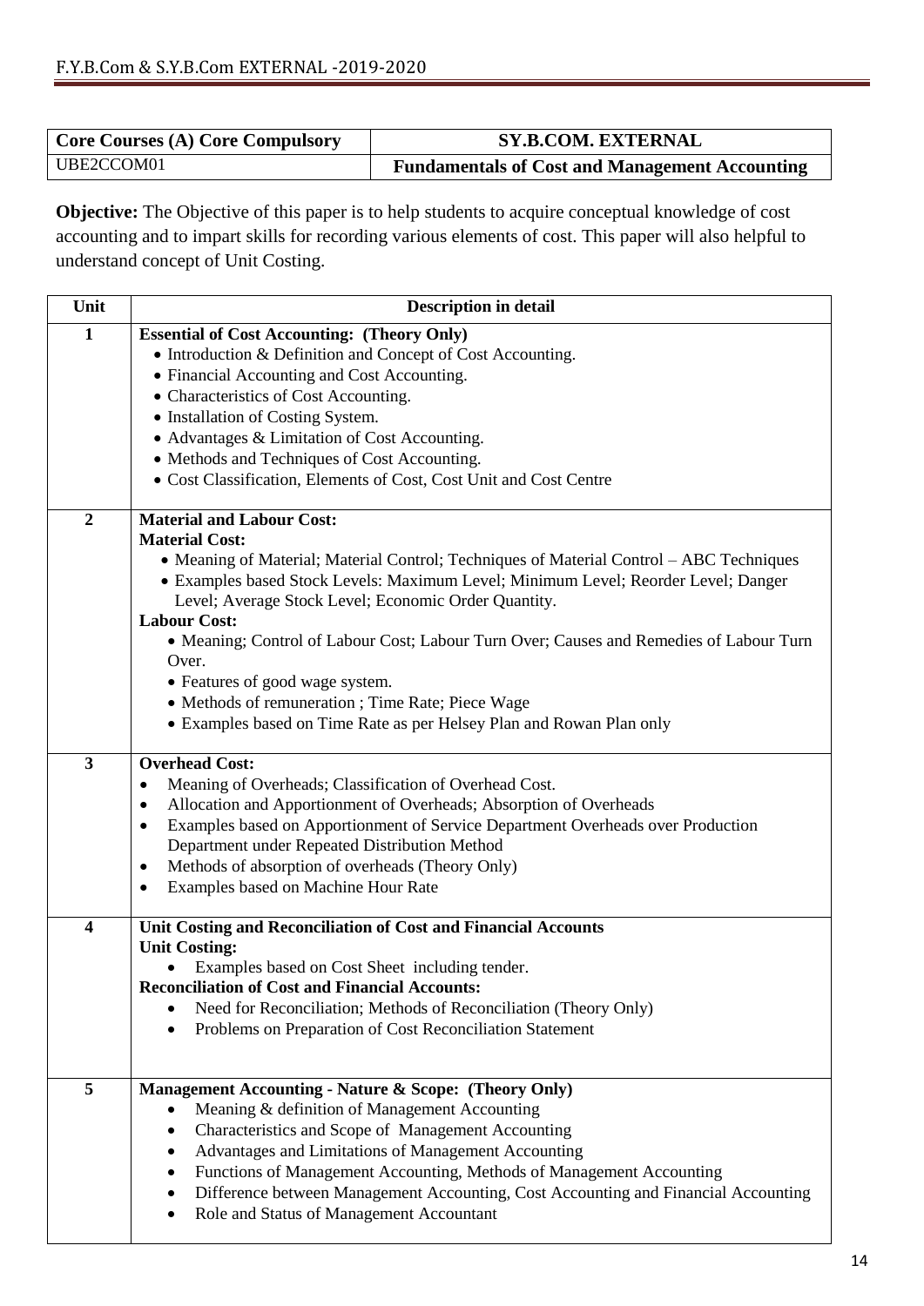| Core Courses (A) Core Compulsory | SY.B.COM. EXTERNAL |
|---|---|
| UBE2CCOM01 | **Fundamentals of Cost and Management Accounting** |

**Objective:** The Objective of this paper is to help students to acquire conceptual knowledge of cost accounting and to impart skills for recording various elements of cost. This paper will also helpful to understand concept of Unit Costing.

| Unit | Description in detail |
|---|---|
| **1** | **Essential of Cost Accounting: (Theory Only)**<br>• Introduction & Definition and Concept of Cost Accounting.<br>• Financial Accounting and Cost Accounting.<br>• Characteristics of Cost Accounting.<br>• Installation of Costing System.<br>• Advantages & Limitation of Cost Accounting.<br>• Methods and Techniques of Cost Accounting.<br>• Cost Classification, Elements of Cost, Cost Unit and Cost Centre |
| **2** | **Material and Labour Cost:**<br>**Material Cost:**<br>• Meaning of Material; Material Control; Techniques of Material Control – ABC Techniques<br>• Examples based Stock Levels: Maximum Level; Minimum Level; Reorder Level; Danger Level; Average Stock Level; Economic Order Quantity.<br>**Labour Cost:**<br>• Meaning; Control of Labour Cost; Labour Turn Over; Causes and Remedies of Labour Turn Over.<br>• Features of good wage system.<br>• Methods of remuneration ; Time Rate; Piece Wage<br>• Examples based on Time Rate as per Helsey Plan and Rowan Plan only |
| **3** | **Overhead Cost:**<br>• Meaning of Overheads; Classification of Overhead Cost.<br>• Allocation and Apportionment of Overheads; Absorption of Overheads<br>• Examples based on Apportionment of Service Department Overheads over Production Department under Repeated Distribution Method<br>• Methods of absorption of overheads (Theory Only)<br>• Examples based on Machine Hour Rate |
| **4** | **Unit Costing and Reconciliation of Cost and Financial Accounts**<br>**Unit Costing:**<br>• Examples based on Cost Sheet including tender.<br>**Reconciliation of Cost and Financial Accounts:**<br>• Need for Reconciliation; Methods of Reconciliation (Theory Only)<br>• Problems on Preparation of Cost Reconciliation Statement |
| **5** | **Management Accounting - Nature & Scope: (Theory Only)**<br>• Meaning & definition of Management Accounting<br>• Characteristics and Scope of Management Accounting<br>• Advantages and Limitations of Management Accounting<br>• Functions of Management Accounting, Methods of Management Accounting<br>• Difference between Management Accounting, Cost Accounting and Financial Accounting<br>• Role and Status of Management Accountant |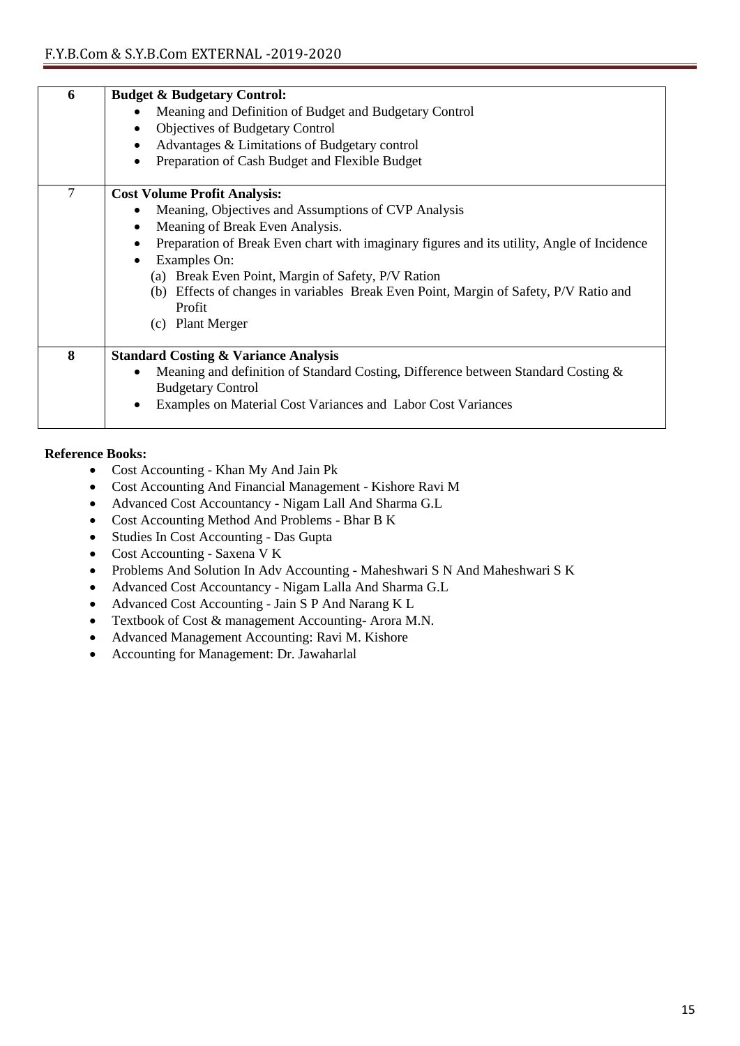| | |
|---|---|
| **6** | **Budget & Budgetary Control:**<br>• Meaning and Definition of Budget and Budgetary Control<br>• Objectives of Budgetary Control<br>• Advantages & Limitations of Budgetary control<br>• Preparation of Cash Budget and Flexible Budget |
| 7 | **Cost Volume Profit Analysis:**<br>• Meaning, Objectives and Assumptions of CVP Analysis<br>• Meaning of Break Even Analysis.<br>• Preparation of Break Even chart with imaginary figures and its utility, Angle of Incidence<br>• Examples On:<br>(a) Break Even Point, Margin of Safety, P/V Ration<br>(b) Effects of changes in variables Break Even Point, Margin of Safety, P/V Ratio and Profit<br>(c) Plant Merger |
| **8** | **Standard Costing & Variance Analysis**<br>• Meaning and definition of Standard Costing, Difference between Standard Costing & Budgetary Control<br>• Examples on Material Cost Variances and Labor Cost Variances |

**Reference Books:**

- Cost Accounting - Khan My And Jain Pk
- Cost Accounting And Financial Management - Kishore Ravi M
- Advanced Cost Accountancy - Nigam Lall And Sharma G.L
- Cost Accounting Method And Problems - Bhar B K
- Studies In Cost Accounting - Das Gupta
- Cost Accounting - Saxena V K
- Problems And Solution In Adv Accounting - Maheshwari S N And Maheshwari S K
- Advanced Cost Accountancy - Nigam Lalla And Sharma G.L
- Advanced Cost Accounting - Jain S P And Narang K L
- Textbook of Cost & management Accounting- Arora M.N.
- Advanced Management Accounting: Ravi M. Kishore
- Accounting for Management: Dr. Jawaharlal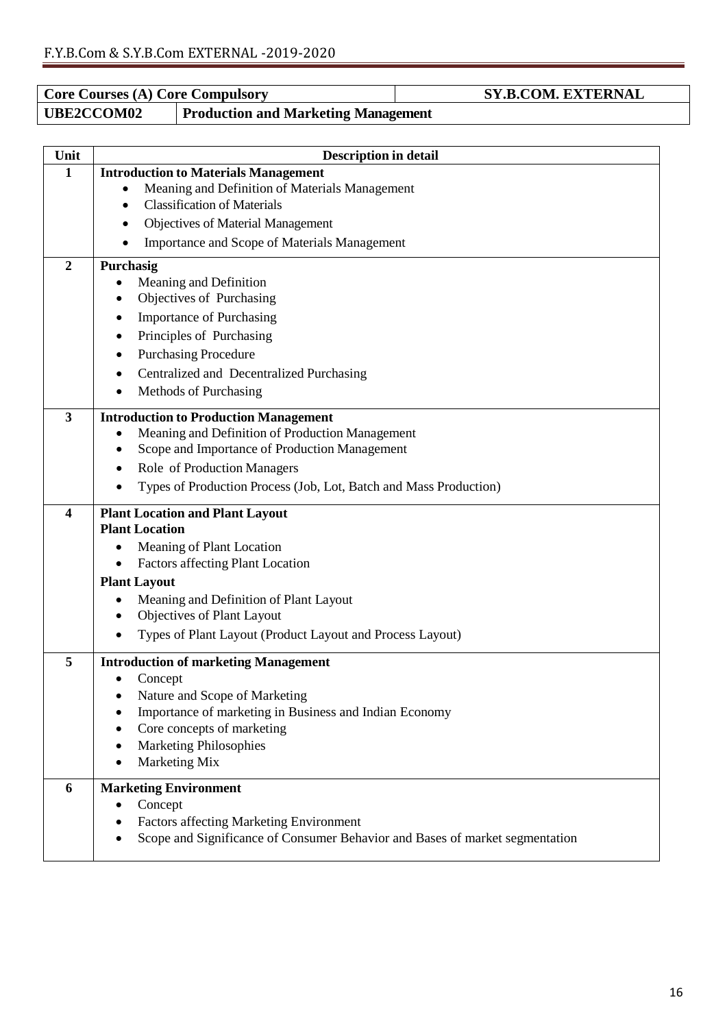| Core Courses (A) Core Compulsory | | SY.B.COM. EXTERNAL |
|---|---|---|
| UBE2CCOM02 | Production and Marketing Management | |

| Unit | Description in detail |
|---|---|
| 1 | **Introduction to Materials Management**<br>• Meaning and Definition of Materials Management<br>• Classification of Materials<br>• Objectives of Material Management<br>• Importance and Scope of Materials Management |
| 2 | **Purchasig**<br>• Meaning and Definition<br>• Objectives of Purchasing<br>• Importance of Purchasing<br>• Principles of Purchasing<br>• Purchasing Procedure<br>• Centralized and Decentralized Purchasing<br>• Methods of Purchasing |
| 3 | **Introduction to Production Management**<br>• Meaning and Definition of Production Management<br>• Scope and Importance of Production Management<br>• Role of Production Managers<br>• Types of Production Process (Job, Lot, Batch and Mass Production) |
| 4 | **Plant Location and Plant Layout**<br>**Plant Location**<br>• Meaning of Plant Location<br>• Factors affecting Plant Location<br>**Plant Layout**<br>• Meaning and Definition of Plant Layout<br>• Objectives of Plant Layout<br>• Types of Plant Layout (Product Layout and Process Layout) |
| 5 | **Introduction of marketing Management**<br>• Concept<br>• Nature and Scope of Marketing<br>• Importance of marketing in Business and Indian Economy<br>• Core concepts of marketing<br>• Marketing Philosophies<br>• Marketing Mix |
| 6 | **Marketing Environment**<br>• Concept<br>• Factors affecting Marketing Environment<br>• Scope and Significance of Consumer Behavior and Bases of market segmentation |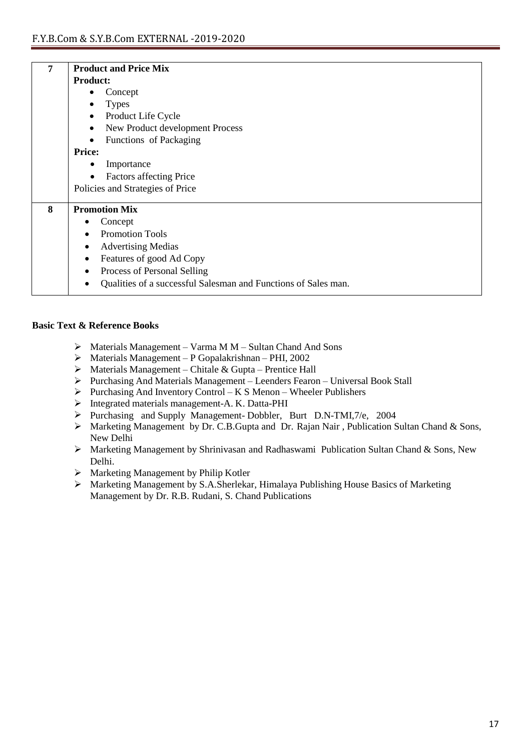| | |
|---|---|
| **7** | **Product and Price Mix**<br>**Product:**<br>• Concept<br>• Types<br>• Product Life Cycle<br>• New Product development Process<br>• Functions of Packaging<br>**Price:**<br>• Importance<br>• Factors affecting Price<br>Policies and Strategies of Price |
| **8** | **Promotion Mix**<br>• Concept<br>• Promotion Tools<br>• Advertising Medias<br>• Features of good Ad Copy<br>• Process of Personal Selling<br>• Qualities of a successful Salesman and Functions of Sales man. |

**Basic Text & Reference Books**

- Materials Management – Varma M M – Sultan Chand And Sons
- Materials Management – P Gopalakrishnan – PHI, 2002
- Materials Management – Chitale & Gupta – Prentice Hall
- Purchasing And Materials Management – Leenders Fearon – Universal Book Stall
- Purchasing And Inventory Control – K S Menon – Wheeler Publishers
- Integrated materials management-A. K. Datta-PHI
- Purchasing and Supply Management- Dobbler, Burt D.N-TMI,7/e, 2004
- Marketing Management by Dr. C.B.Gupta and Dr. Rajan Nair , Publication Sultan Chand & Sons, New Delhi
- Marketing Management by Shrinivasan and Radhaswami Publication Sultan Chand & Sons, New Delhi.
- Marketing Management by Philip Kotler
- Marketing Management by S.A.Sherlekar, Himalaya Publishing House Basics of Marketing Management by Dr. R.B. Rudani, S. Chand Publications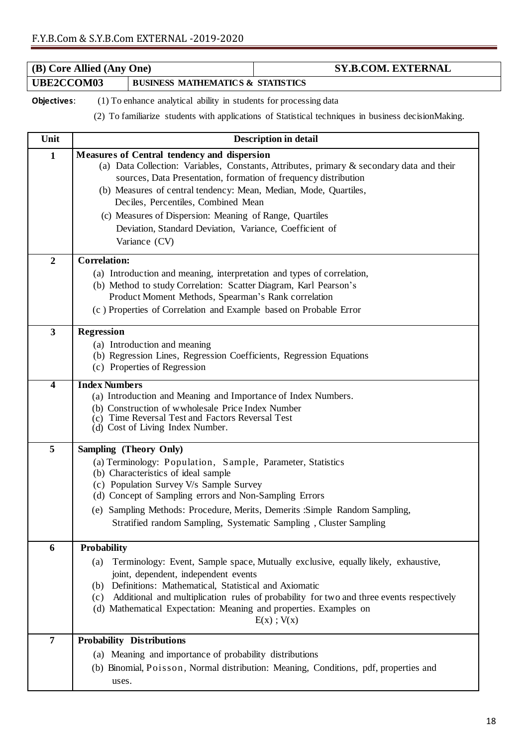| (B) Core Allied (Any One) | | SY.B.COM. EXTERNAL |
|---|---|---|
| UBE2CCOM03 | BUSINESS MATHEMATICS & STATISTICS | |

**Objectives**: (1) To enhance analytical ability in students for processing data

(2) To familiarize students with applications of Statistical techniques in business decisionMaking.

| Unit | Description in detail |
|---|---|
| 1 | **Measures of Central tendency and dispersion**<br>(a) Data Collection: Variables, Constants, Attributes, primary & secondary data and their sources, Data Presentation, formation of frequency distribution<br>(b) Measures of central tendency: Mean, Median, Mode, Quartiles, Deciles, Percentiles, Combined Mean<br>(c) Measures of Dispersion: Meaning of Range, Quartiles Deviation, Standard Deviation, Variance, Coefficient of Variance (CV) |
| 2 | **Correlation:**<br>(a) Introduction and meaning, interpretation and types of correlation,<br>(b) Method to study Correlation: Scatter Diagram, Karl Pearson's Product Moment Methods, Spearman's Rank correlation<br>(c ) Properties of Correlation and Example based on Probable Error |
| 3 | **Regression**<br>(a) Introduction and meaning<br>(b) Regression Lines, Regression Coefficients, Regression Equations<br>(c) Properties of Regression |
| 4 | **Index Numbers**<br>(a) Introduction and Meaning and Importance of Index Numbers.<br>(b) Construction of wwholesale Price Index Number<br>(c) Time Reversal Test and Factors Reversal Test<br>(d) Cost of Living Index Number. |
| 5 | **Sampling (Theory Only)**<br>(a) Terminology: Population, Sample, Parameter, Statistics<br>(b) Characteristics of ideal sample<br>(c) Population Survey V/s Sample Survey<br>(d) Concept of Sampling errors and Non-Sampling Errors<br>(e) Sampling Methods: Procedure, Merits, Demerits :Simple Random Sampling, Stratified random Sampling, Systematic Sampling , Cluster Sampling |
| 6 | **Probability**<br>(a) Terminology: Event, Sample space, Mutually exclusive, equally likely, exhaustive, joint, dependent, independent events<br>(b) Definitions: Mathematical, Statistical and Axiomatic<br>(c) Additional and multiplication rules of probability for two and three events respectively<br>(d) Mathematical Expectation: Meaning and properties. Examples on $E(x)$ ; $V(x)$ |
| 7 | **Probability Distributions**<br>(a) Meaning and importance of probability distributions<br>(b) Binomial, Poisson, Normal distribution: Meaning, Conditions, pdf, properties and uses. |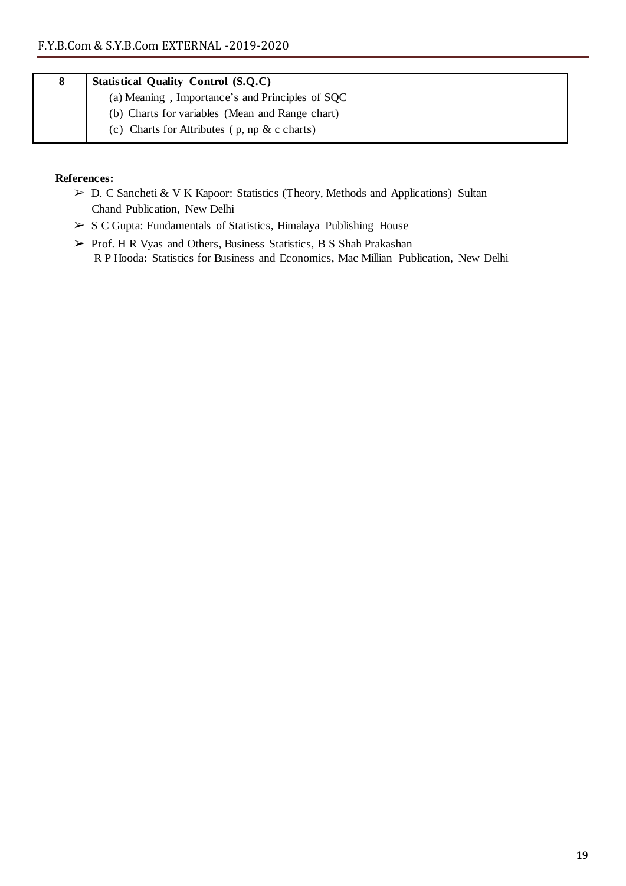| | |
|---|---|
| **8** | **Statistical Quality Control (S.Q.C)**<br>(a) Meaning , Importance's and Principles of SQC<br>(b) Charts for variables (Mean and Range chart)<br>(c) Charts for Attributes ( p, np & c charts) |

**References:**

- ➢ D. C Sancheti & V K Kapoor: Statistics (Theory, Methods and Applications) Sultan Chand Publication, New Delhi
- ➢ S C Gupta: Fundamentals of Statistics, Himalaya Publishing House
- ➢ Prof. H R Vyas and Others, Business Statistics, B S Shah Prakashan
  R P Hooda: Statistics for Business and Economics, Mac Millian Publication, New Delhi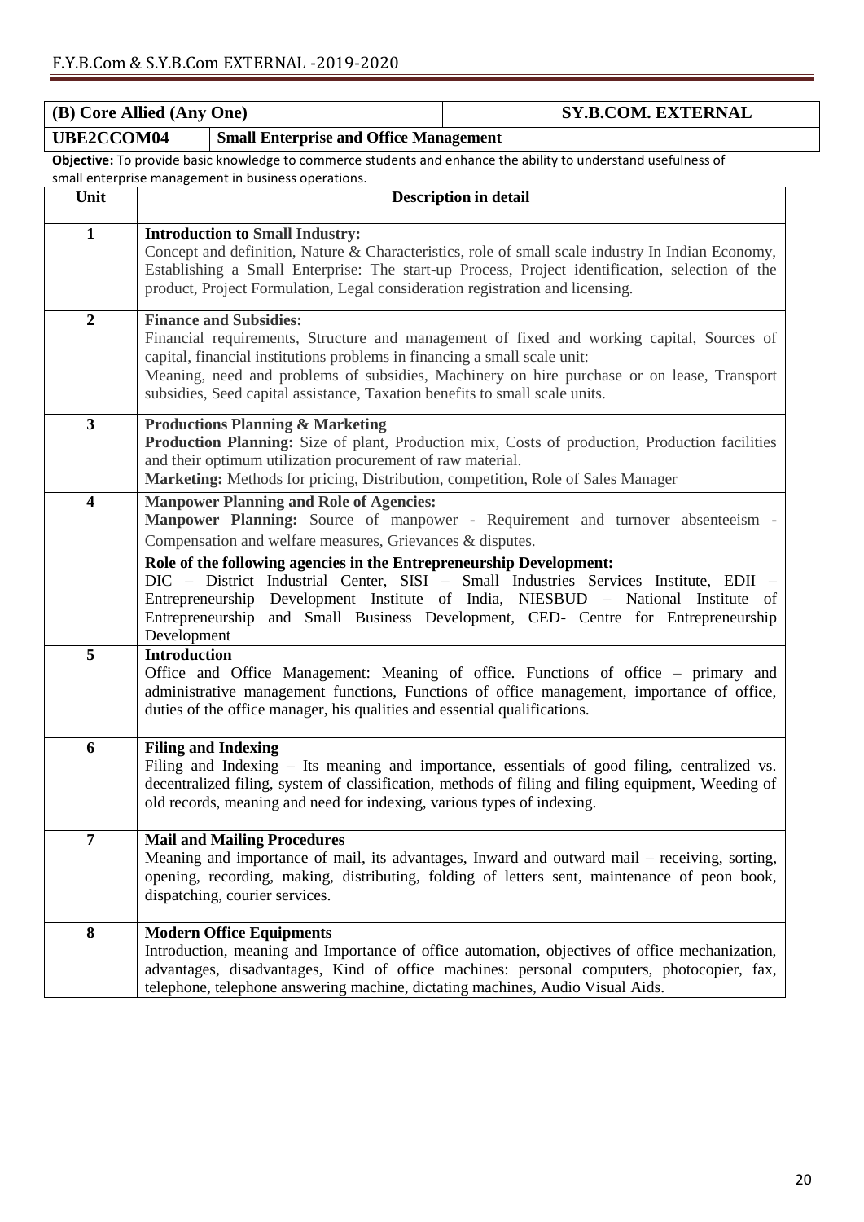| (B) Core Allied (Any One) | | SY.B.COM. EXTERNAL |
|---|---|---|
| UBE2CCOM04 | Small Enterprise and Office Management | |

**Objective:** To provide basic knowledge to commerce students and enhance the ability to understand usefulness of small enterprise management in business operations.

| Unit | Description in detail |
|---|---|
| 1 | **Introduction to Small Industry:** Concept and definition, Nature & Characteristics, role of small scale industry In Indian Economy, Establishing a Small Enterprise: The start-up Process, Project identification, selection of the product, Project Formulation, Legal consideration registration and licensing. |
| 2 | **Finance and Subsidies:** Financial requirements, Structure and management of fixed and working capital, Sources of capital, financial institutions problems in financing a small scale unit: Meaning, need and problems of subsidies, Machinery on hire purchase or on lease, Transport subsidies, Seed capital assistance, Taxation benefits to small scale units. |
| 3 | **Productions Planning & Marketing** **Production Planning:** Size of plant, Production mix, Costs of production, Production facilities and their optimum utilization procurement of raw material. **Marketing:** Methods for pricing, Distribution, competition, Role of Sales Manager |
| 4 | **Manpower Planning and Role of Agencies:** **Manpower Planning:** Source of manpower - Requirement and turnover absenteeism - Compensation and welfare measures, Grievances & disputes. **Role of the following agencies in the Entrepreneurship Development:** DIC – District Industrial Center, SISI – Small Industries Services Institute, EDII – Entrepreneurship Development Institute of India, NIESBUD – National Institute of Entrepreneurship and Small Business Development, CED- Centre for Entrepreneurship Development |
| 5 | **Introduction** Office and Office Management: Meaning of office. Functions of office – primary and administrative management functions, Functions of office management, importance of office, duties of the office manager, his qualities and essential qualifications. |
| 6 | **Filing and Indexing** Filing and Indexing – Its meaning and importance, essentials of good filing, centralized vs. decentralized filing, system of classification, methods of filing and filing equipment, Weeding of old records, meaning and need for indexing, various types of indexing. |
| 7 | **Mail and Mailing Procedures** Meaning and importance of mail, its advantages, Inward and outward mail – receiving, sorting, opening, recording, making, distributing, folding of letters sent, maintenance of peon book, dispatching, courier services. |
| 8 | **Modern Office Equipments** Introduction, meaning and Importance of office automation, objectives of office mechanization, advantages, disadvantages, Kind of office machines: personal computers, photocopier, fax, telephone, telephone answering machine, dictating machines, Audio Visual Aids. |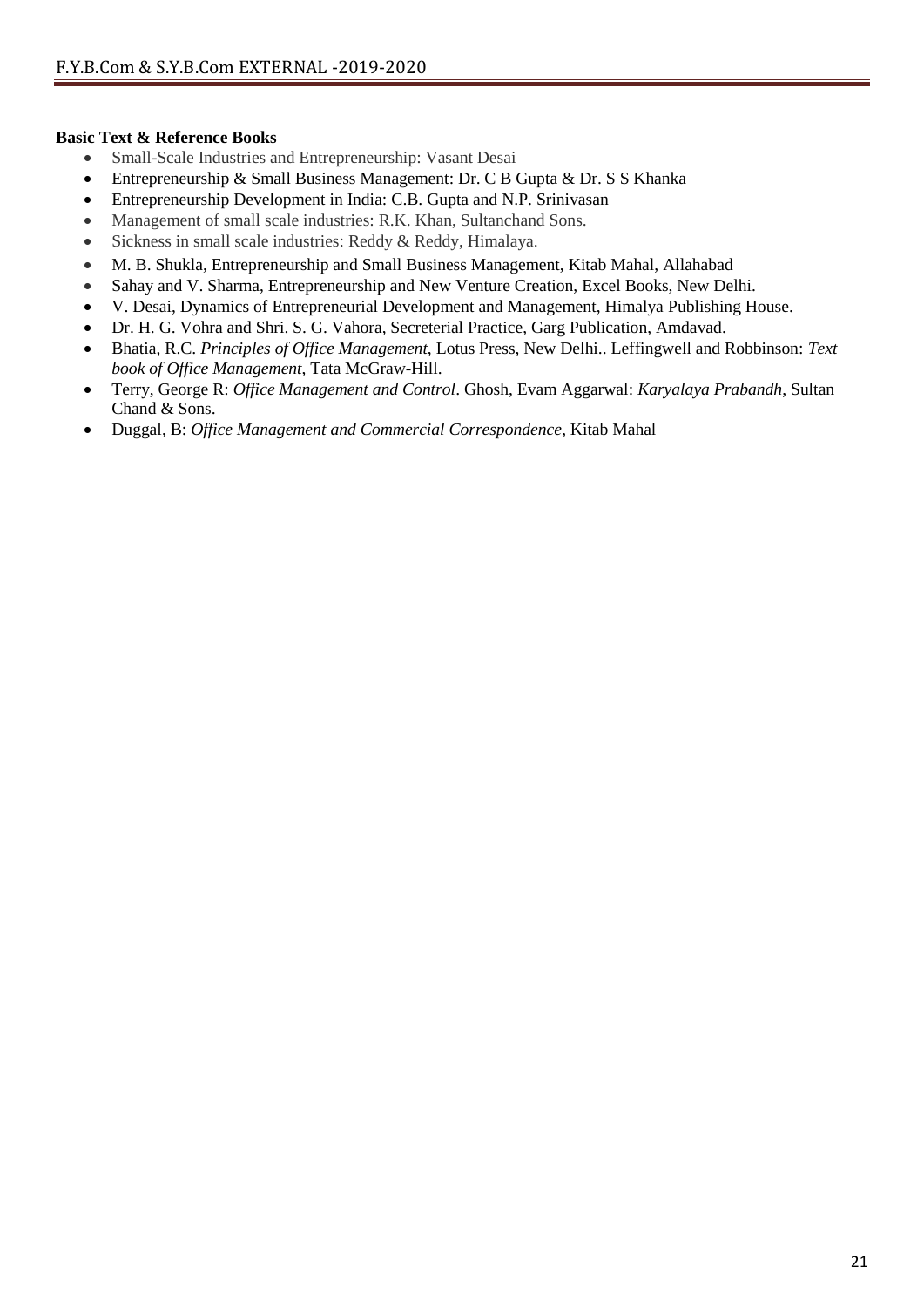**Basic Text & Reference Books**

- Small-Scale Industries and Entrepreneurship: Vasant Desai
- Entrepreneurship & Small Business Management: Dr. C B Gupta & Dr. S S Khanka
- Entrepreneurship Development in India: C.B. Gupta and N.P. Srinivasan
- Management of small scale industries: R.K. Khan, Sultanchand Sons.
- Sickness in small scale industries: Reddy & Reddy, Himalaya.
- M. B. Shukla, Entrepreneurship and Small Business Management, Kitab Mahal, Allahabad
- Sahay and V. Sharma, Entrepreneurship and New Venture Creation, Excel Books, New Delhi.
- V. Desai, Dynamics of Entrepreneurial Development and Management, Himalya Publishing House.
- Dr. H. G. Vohra and Shri. S. G. Vahora, Secreterial Practice, Garg Publication, Amdavad.
- Bhatia, R.C. *Principles of Office Management*, Lotus Press, New Delhi.. Leffingwell and Robbinson: *Text book of Office Management*, Tata McGraw-Hill.
- Terry, George R: *Office Management and Control*. Ghosh, Evam Aggarwal: *Karyalaya Prabandh*, Sultan Chand & Sons.
- Duggal, B: *Office Management and Commercial Correspondence*, Kitab Mahal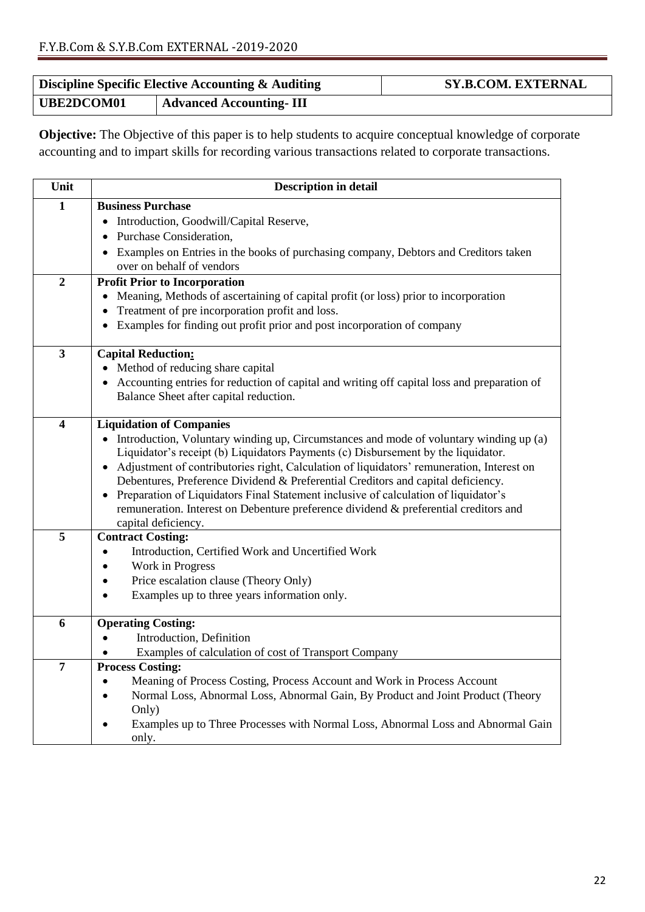| Discipline Specific Elective Accounting & Auditing | | SY.B.COM. EXTERNAL |
|---|---|---|
| **UBE2DCOM01** | **Advanced Accounting- III** | |

**Objective:** The Objective of this paper is to help students to acquire conceptual knowledge of corporate accounting and to impart skills for recording various transactions related to corporate transactions.

| Unit | Description in detail |
|---|---|
| **1** | **Business Purchase**<br>• Introduction, Goodwill/Capital Reserve,<br>• Purchase Consideration,<br>• Examples on Entries in the books of purchasing company, Debtors and Creditors taken over on behalf of vendors |
| **2** | **Profit Prior to Incorporation**<br>• Meaning, Methods of ascertaining of capital profit (or loss) prior to incorporation<br>• Treatment of pre incorporation profit and loss.<br>• Examples for finding out profit prior and post incorporation of company |
| **3** | **Capital Reduction:**<br>• Method of reducing share capital<br>• Accounting entries for reduction of capital and writing off capital loss and preparation of Balance Sheet after capital reduction. |
| **4** | **Liquidation of Companies**<br>• Introduction, Voluntary winding up, Circumstances and mode of voluntary winding up (a) Liquidator's receipt (b) Liquidators Payments (c) Disbursement by the liquidator.<br>• Adjustment of contributories right, Calculation of liquidators' remuneration, Interest on Debentures, Preference Dividend & Preferential Creditors and capital deficiency.<br>• Preparation of Liquidators Final Statement inclusive of calculation of liquidator's remuneration. Interest on Debenture preference dividend & preferential creditors and capital deficiency. |
| **5** | **Contract Costing:**<br>• Introduction, Certified Work and Uncertified Work<br>• Work in Progress<br>• Price escalation clause (Theory Only)<br>• Examples up to three years information only. |
| **6** | **Operating Costing:**<br>• Introduction, Definition<br>• Examples of calculation of cost of Transport Company |
| **7** | **Process Costing:**<br>• Meaning of Process Costing, Process Account and Work in Process Account<br>• Normal Loss, Abnormal Loss, Abnormal Gain, By Product and Joint Product (Theory Only)<br>• Examples up to Three Processes with Normal Loss, Abnormal Loss and Abnormal Gain only. |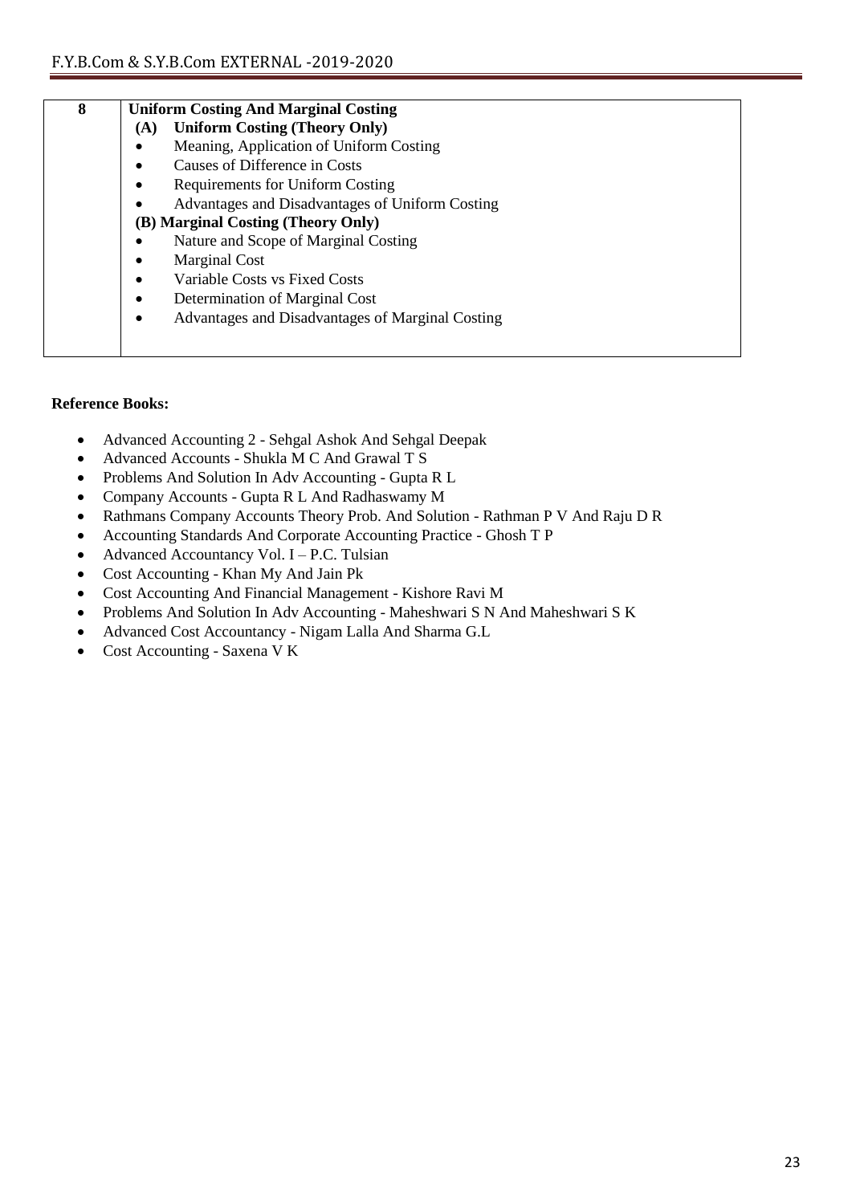| 8 | **Uniform Costing And Marginal Costing**<br>**(A) Uniform Costing (Theory Only)**<br>• Meaning, Application of Uniform Costing<br>• Causes of Difference in Costs<br>• Requirements for Uniform Costing<br>• Advantages and Disadvantages of Uniform Costing<br>**(B) Marginal Costing (Theory Only)**<br>• Nature and Scope of Marginal Costing<br>• Marginal Cost<br>• Variable Costs vs Fixed Costs<br>• Determination of Marginal Cost<br>• Advantages and Disadvantages of Marginal Costing |
|---|---|

**Reference Books:**

- Advanced Accounting 2 - Sehgal Ashok And Sehgal Deepak
- Advanced Accounts - Shukla M C And Grawal T S
- Problems And Solution In Adv Accounting - Gupta R L
- Company Accounts - Gupta R L And Radhaswamy M
- Rathmans Company Accounts Theory Prob. And Solution - Rathman P V And Raju D R
- Accounting Standards And Corporate Accounting Practice - Ghosh T P
- Advanced Accountancy Vol. I – P.C. Tulsian
- Cost Accounting - Khan My And Jain Pk
- Cost Accounting And Financial Management - Kishore Ravi M
- Problems And Solution In Adv Accounting - Maheshwari S N And Maheshwari S K
- Advanced Cost Accountancy - Nigam Lalla And Sharma G.L
- Cost Accounting - Saxena V K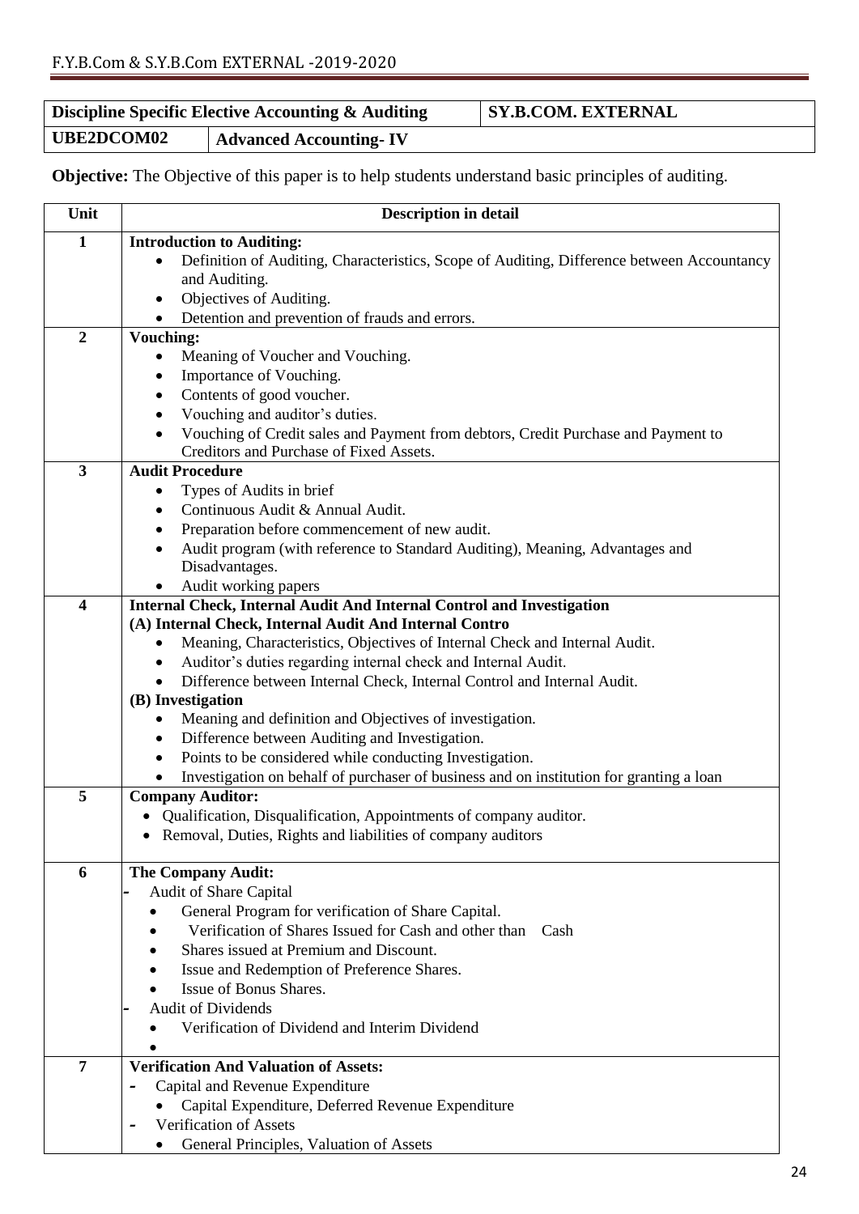| Discipline Specific Elective Accounting & Auditing | | SY.B.COM. EXTERNAL |
|---|---|---|
| UBE2DCOM02 | Advanced Accounting- IV | |

**Objective:** The Objective of this paper is to help students understand basic principles of auditing.

| Unit | Description in detail |
|---|---|
| 1 | **Introduction to Auditing:**<br>• Definition of Auditing, Characteristics, Scope of Auditing, Difference between Accountancy and Auditing.<br>• Objectives of Auditing.<br>• Detention and prevention of frauds and errors. |
| 2 | **Vouching:**<br>• Meaning of Voucher and Vouching.<br>• Importance of Vouching.<br>• Contents of good voucher.<br>• Vouching and auditor's duties.<br>• Vouching of Credit sales and Payment from debtors, Credit Purchase and Payment to Creditors and Purchase of Fixed Assets. |
| 3 | **Audit Procedure**<br>• Types of Audits in brief<br>• Continuous Audit & Annual Audit.<br>• Preparation before commencement of new audit.<br>• Audit program (with reference to Standard Auditing), Meaning, Advantages and Disadvantages.<br>• Audit working papers |
| 4 | **Internal Check, Internal Audit And Internal Control and Investigation**<br>**(A) Internal Check, Internal Audit And Internal Contro**<br>• Meaning, Characteristics, Objectives of Internal Check and Internal Audit.<br>• Auditor's duties regarding internal check and Internal Audit.<br>• Difference between Internal Check, Internal Control and Internal Audit.<br>**(B) Investigation**<br>• Meaning and definition and Objectives of investigation.<br>• Difference between Auditing and Investigation.<br>• Points to be considered while conducting Investigation.<br>• Investigation on behalf of purchaser of business and on institution for granting a loan |
| 5 | **Company Auditor:**<br>• Qualification, Disqualification, Appointments of company auditor.<br>• Removal, Duties, Rights and liabilities of company auditors |
| 6 | **The Company Audit:**<br>- Audit of Share Capital<br>• General Program for verification of Share Capital.<br>• Verification of Shares Issued for Cash and other than Cash<br>• Shares issued at Premium and Discount.<br>• Issue and Redemption of Preference Shares.<br>• Issue of Bonus Shares.<br>- Audit of Dividends<br>• Verification of Dividend and Interim Dividend<br>• |
| 7 | **Verification And Valuation of Assets:**<br>- Capital and Revenue Expenditure<br>• Capital Expenditure, Deferred Revenue Expenditure<br>- Verification of Assets<br>• General Principles, Valuation of Assets |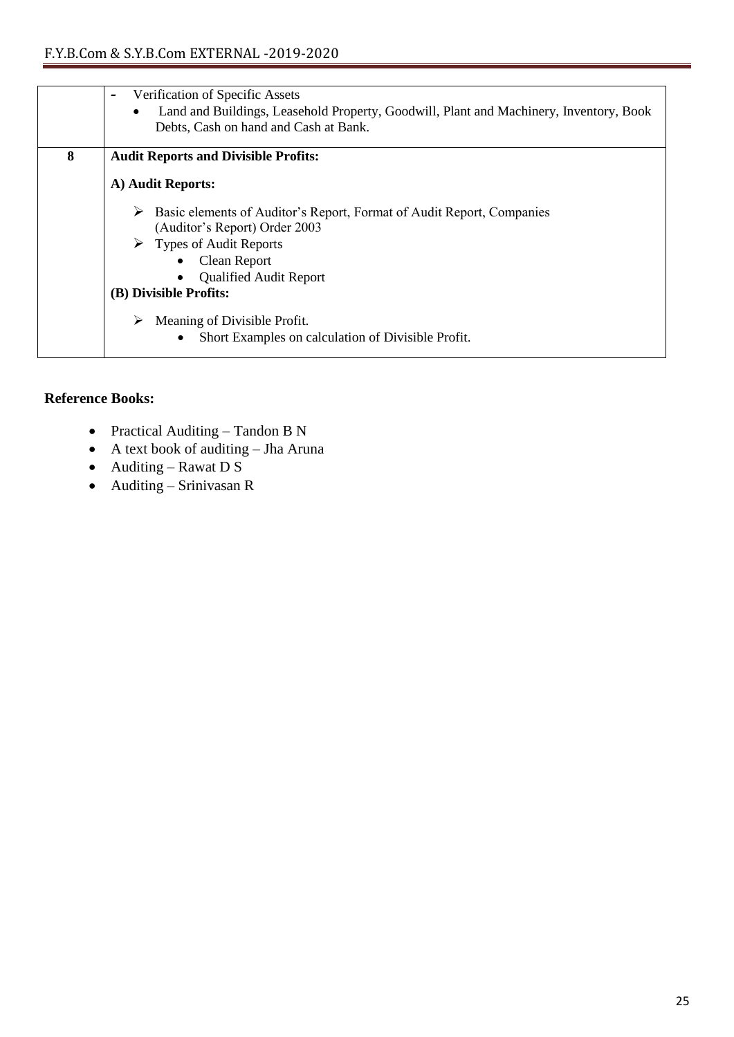| | |
|---|---|
| | - Verification of Specific Assets<br>• Land and Buildings, Leasehold Property, Goodwill, Plant and Machinery, Inventory, Book Debts, Cash on hand and Cash at Bank. |
| **8** | **Audit Reports and Divisible Profits:**<br><br>**A) Audit Reports:**<br><br>➢ Basic elements of Auditor's Report, Format of Audit Report, Companies (Auditor's Report) Order 2003<br>➢ Types of Audit Reports<br>• Clean Report<br>• Qualified Audit Report<br>**(B) Divisible Profits:**<br><br>➢ Meaning of Divisible Profit.<br>• Short Examples on calculation of Divisible Profit. |

**Reference Books:**

- Practical Auditing – Tandon B N
- A text book of auditing – Jha Aruna
- Auditing – Rawat D S
- Auditing – Srinivasan R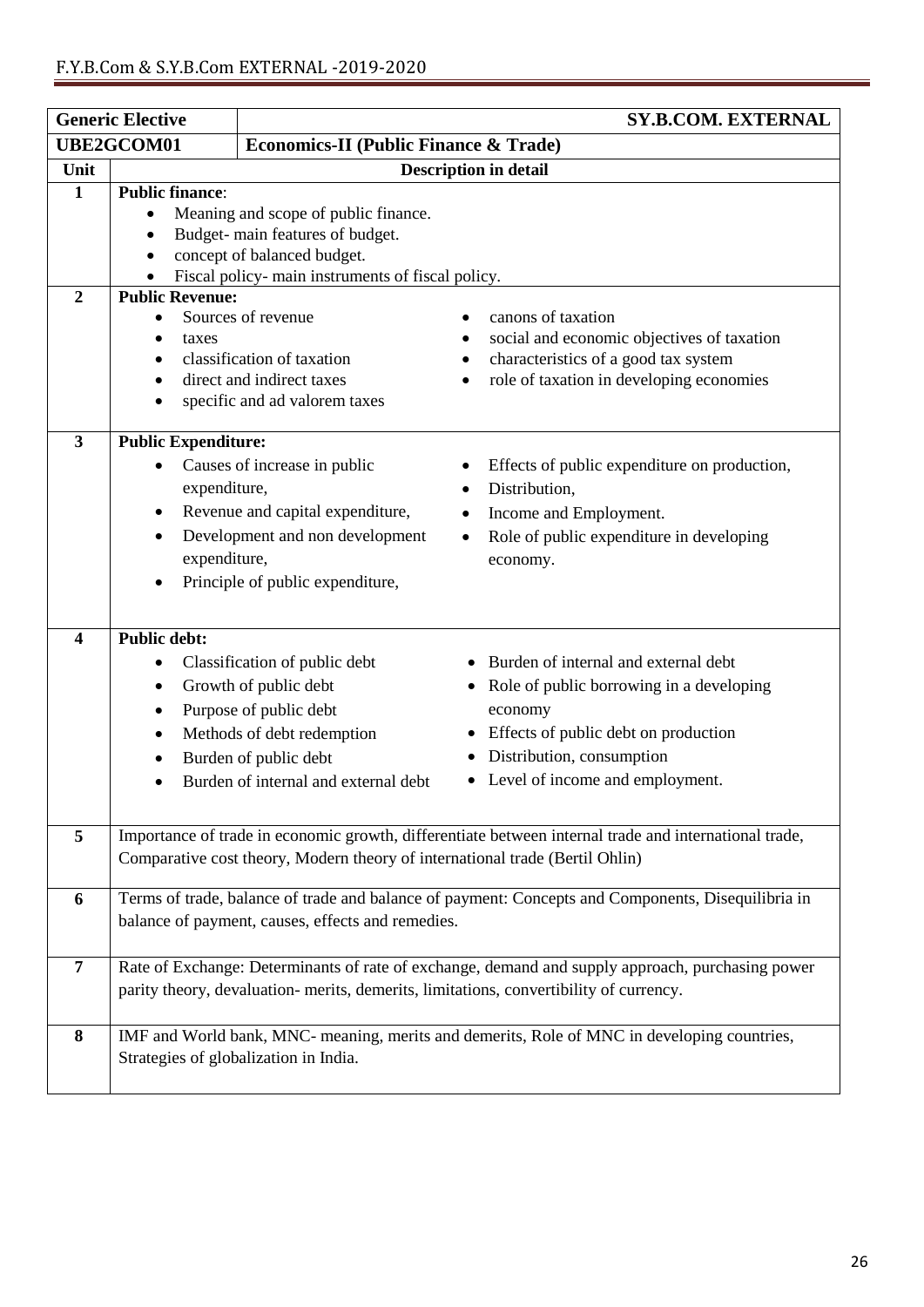| Generic Elective | SY.B.COM. EXTERNAL |
|---|---|
| **UBE2GCOM01** | **Economics-II (Public Finance & Trade)** |
| **Unit** | **Description in detail** |
| **1** | **Public finance**:<br>• Meaning and scope of public finance.<br>• Budget- main features of budget.<br>• concept of balanced budget.<br>• Fiscal policy- main instruments of fiscal policy. |
| **2** | **Public Revenue:**<br>• Sources of revenue<br>• taxes<br>• classification of taxation<br>• direct and indirect taxes<br>• specific and ad valorem taxes<br>• canons of taxation<br>• social and economic objectives of taxation<br>• characteristics of a good tax system<br>• role of taxation in developing economies |
| **3** | **Public Expenditure:**<br>• Causes of increase in public expenditure,<br>• Revenue and capital expenditure,<br>• Development and non development expenditure,<br>• Principle of public expenditure,<br>• Effects of public expenditure on production,<br>• Distribution,<br>• Income and Employment.<br>• Role of public expenditure in developing economy. |
| **4** | **Public debt:**<br>• Classification of public debt<br>• Growth of public debt<br>• Purpose of public debt<br>• Methods of debt redemption<br>• Burden of public debt<br>• Burden of internal and external debt<br>• Burden of internal and external debt<br>• Role of public borrowing in a developing economy<br>• Effects of public debt on production<br>• Distribution, consumption<br>• Level of income and employment. |
| **5** | Importance of trade in economic growth, differentiate between internal trade and international trade, Comparative cost theory, Modern theory of international trade (Bertil Ohlin) |
| **6** | Terms of trade, balance of trade and balance of payment: Concepts and Components, Disequilibria in balance of payment, causes, effects and remedies. |
| **7** | Rate of Exchange: Determinants of rate of exchange, demand and supply approach, purchasing power parity theory, devaluation- merits, demerits, limitations, convertibility of currency. |
| **8** | IMF and World bank, MNC- meaning, merits and demerits, Role of MNC in developing countries, Strategies of globalization in India. |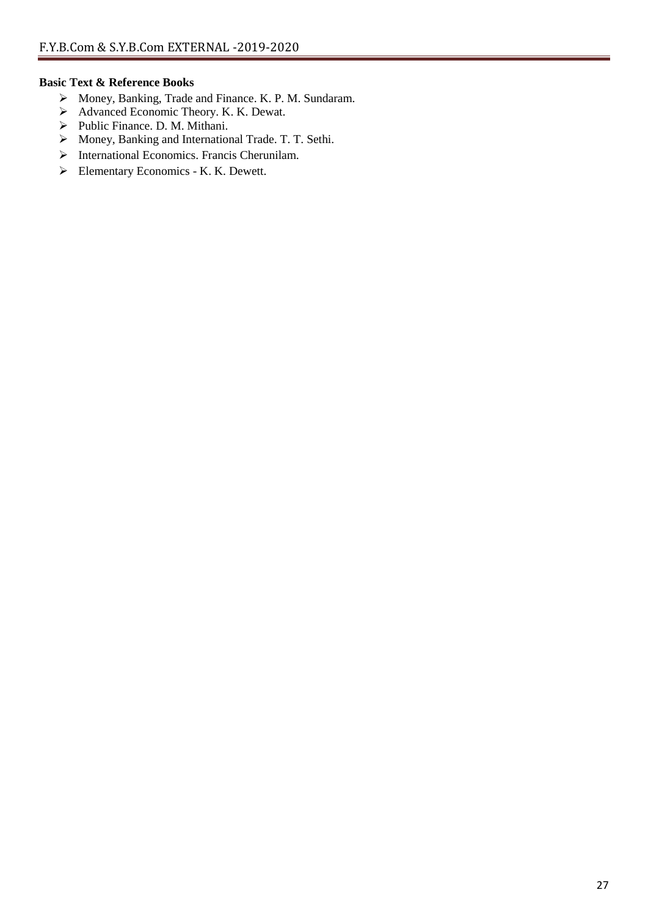**Basic Text & Reference Books**

- Money, Banking, Trade and Finance. K. P. M. Sundaram.
- Advanced Economic Theory. K. K. Dewat.
- Public Finance. D. M. Mithani.
- Money, Banking and International Trade. T. T. Sethi.
- International Economics. Francis Cherunilam.
- Elementary Economics - K. K. Dewett.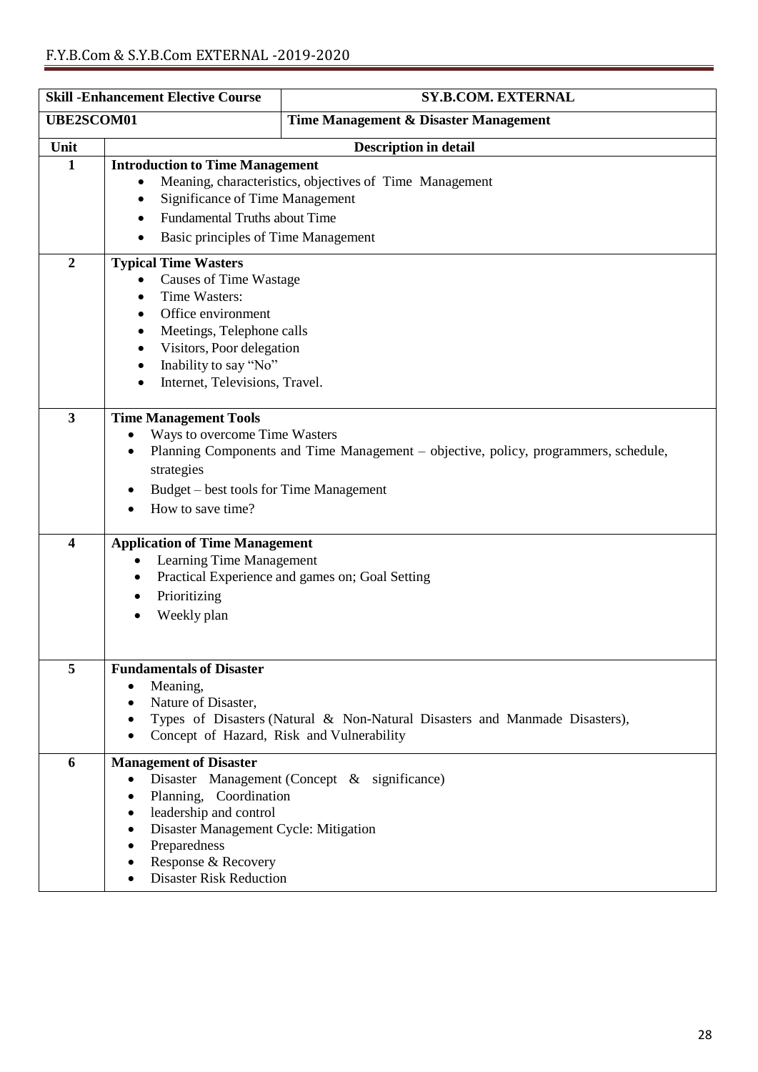| Skill -Enhancement Elective Course | SY.B.COM. EXTERNAL |
|---|---|
| **UBE2SCOM01** | **Time Management & Disaster Management** |

| Unit | Description in detail |
|---|---|
| **1** | **Introduction to Time Management**<br>• Meaning, characteristics, objectives of Time Management<br>• Significance of Time Management<br>• Fundamental Truths about Time<br>• Basic principles of Time Management |
| **2** | **Typical Time Wasters**<br>• Causes of Time Wastage<br>• Time Wasters:<br>• Office environment<br>• Meetings, Telephone calls<br>• Visitors, Poor delegation<br>• Inability to say "No"<br>• Internet, Televisions, Travel. |
| **3** | **Time Management Tools**<br>• Ways to overcome Time Wasters<br>• Planning Components and Time Management – objective, policy, programmers, schedule, strategies<br>• Budget – best tools for Time Management<br>• How to save time? |
| **4** | **Application of Time Management**<br>• Learning Time Management<br>• Practical Experience and games on; Goal Setting<br>• Prioritizing<br>• Weekly plan |
| **5** | **Fundamentals of Disaster**<br>• Meaning,<br>• Nature of Disaster,<br>• Types of Disasters (Natural & Non-Natural Disasters and Manmade Disasters),<br>• Concept of Hazard, Risk and Vulnerability |
| **6** | **Management of Disaster**<br>• Disaster Management (Concept & significance)<br>• Planning, Coordination<br>• leadership and control<br>• Disaster Management Cycle: Mitigation<br>• Preparedness<br>• Response & Recovery<br>• Disaster Risk Reduction |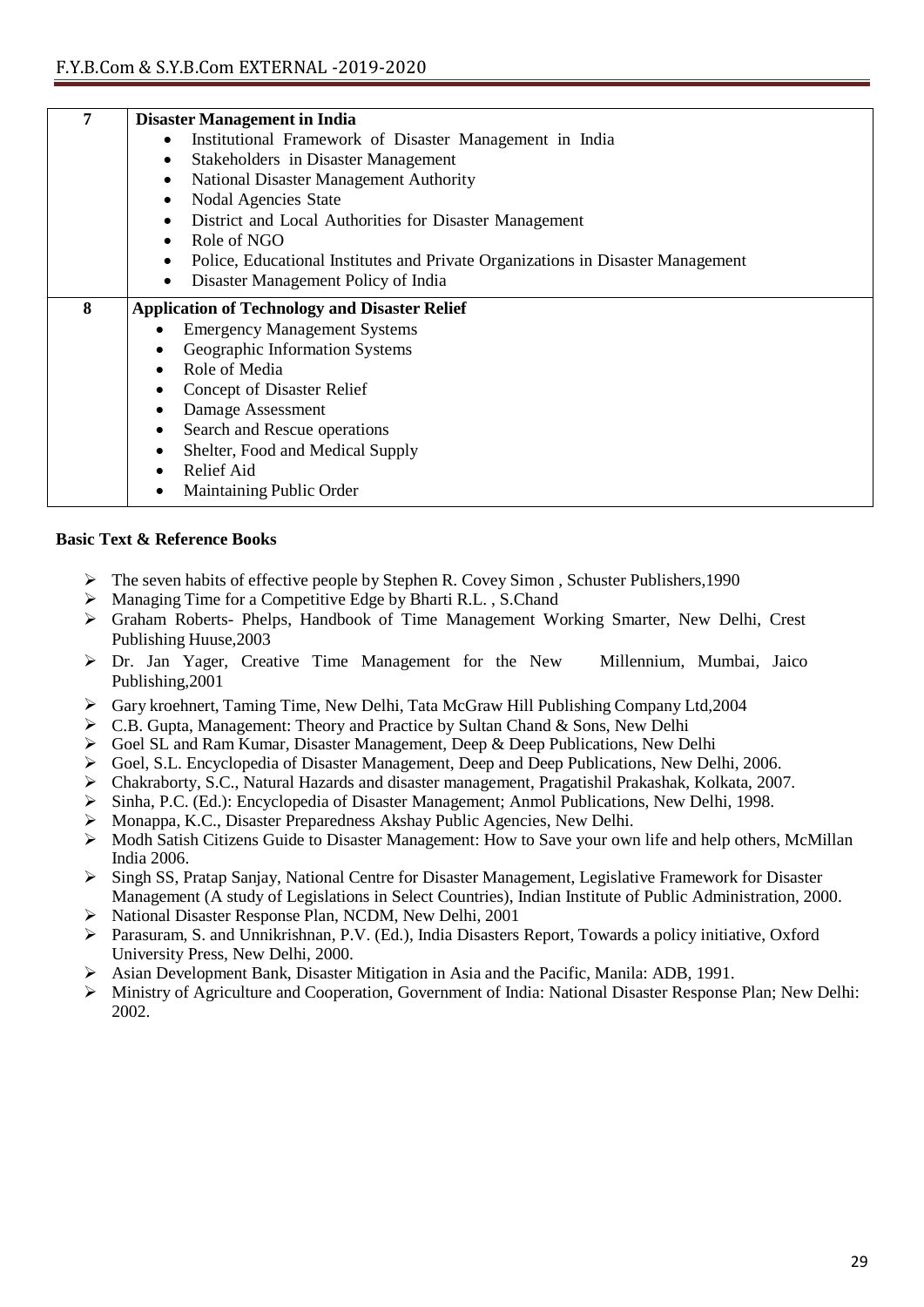| | |
|---|---|
| 7 | **Disaster Management in India**<br>• Institutional Framework of Disaster Management in India<br>• Stakeholders in Disaster Management<br>• National Disaster Management Authority<br>• Nodal Agencies State<br>• District and Local Authorities for Disaster Management<br>• Role of NGO<br>• Police, Educational Institutes and Private Organizations in Disaster Management<br>• Disaster Management Policy of India |
| 8 | **Application of Technology and Disaster Relief**<br>• Emergency Management Systems<br>• Geographic Information Systems<br>• Role of Media<br>• Concept of Disaster Relief<br>• Damage Assessment<br>• Search and Rescue operations<br>• Shelter, Food and Medical Supply<br>• Relief Aid<br>• Maintaining Public Order |

**Basic Text & Reference Books**

- The seven habits of effective people by Stephen R. Covey Simon , Schuster Publishers,1990
- Managing Time for a Competitive Edge by Bharti R.L. , S.Chand
- Graham Roberts- Phelps, Handbook of Time Management Working Smarter, New Delhi, Crest Publishing Huuse,2003
- Dr. Jan Yager, Creative Time Management for the New Millennium, Mumbai, Jaico Publishing,2001
- Gary kroehnert, Taming Time, New Delhi, Tata McGraw Hill Publishing Company Ltd,2004
- C.B. Gupta, Management: Theory and Practice by Sultan Chand & Sons, New Delhi
- Goel SL and Ram Kumar, Disaster Management, Deep & Deep Publications, New Delhi
- Goel, S.L. Encyclopedia of Disaster Management, Deep and Deep Publications, New Delhi, 2006.
- Chakraborty, S.C., Natural Hazards and disaster management, Pragatishil Prakashak, Kolkata, 2007.
- Sinha, P.C. (Ed.): Encyclopedia of Disaster Management; Anmol Publications, New Delhi, 1998.
- Monappa, K.C., Disaster Preparedness Akshay Public Agencies, New Delhi.
- Modh Satish Citizens Guide to Disaster Management: How to Save your own life and help others, McMillan India 2006.
- Singh SS, Pratap Sanjay, National Centre for Disaster Management, Legislative Framework for Disaster Management (A study of Legislations in Select Countries), Indian Institute of Public Administration, 2000.
- National Disaster Response Plan, NCDM, New Delhi, 2001
- Parasuram, S. and Unnikrishnan, P.V. (Ed.), India Disasters Report, Towards a policy initiative, Oxford University Press, New Delhi, 2000.
- Asian Development Bank, Disaster Mitigation in Asia and the Pacific, Manila: ADB, 1991.
- Ministry of Agriculture and Cooperation, Government of India: National Disaster Response Plan; New Delhi: 2002.